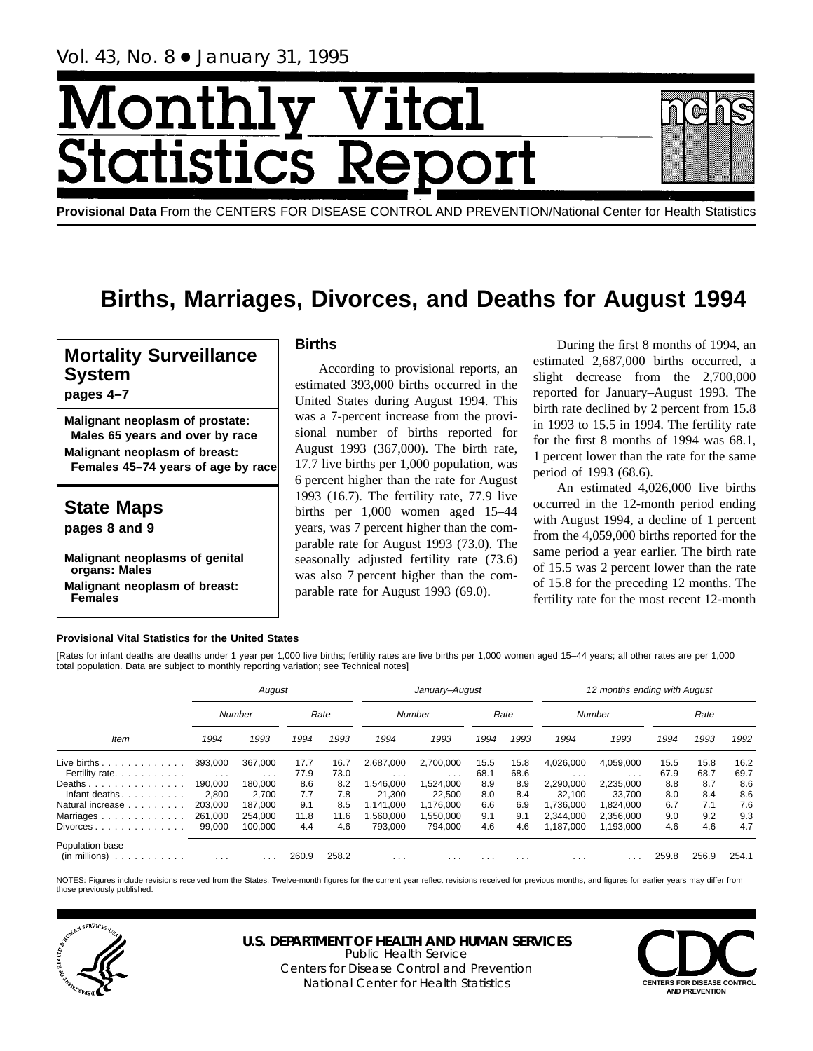Vol. 43, No. 8 • January 31, 1995

# Monthly Vital Statistics Report

**Provisional Data** From the CENTERS FOR DISEASE CONTROL AND PREVENTION/National Center for Health Statistics

# Births, Marriages, Divorces, and Deaths for August 1994

## Mortality Surveillance System

**pages 4–7**

**Malignant neoplasm of prostate: Males 65 years and over by race**

**Malignant neoplasm of breast: Females 45–74 years of age by race**

## State Maps

**pages 8 and 9**

**Malignant neoplasms of genital organs: Males**

**Malignant neoplasm of breast: Females**

## Births

According to provisional reports, an estimated 393,000 births occurred in the United States during August 1994. This was a 7-percent increase from the provisional number of births reported for August 1993 (367,000). The birth rate, 17.7 live births per 1,000 population, was 6 percent higher than the rate for August 1993 (16.7). The fertility rate, 77.9 live births per 1,000 women aged 15–44 years, was 7 percent higher than the comparable rate for August 1993 (73.0). The seasonally adjusted fertility rate (73.6) was also 7 percent higher than the comparable rate for August 1993 (69.0).

During the first 8 months of 1994, an estimated 2,687,000 births occurred, a slight decrease from the 2,700,000 reported for January–August 1993. The birth rate declined by 2 percent from 15.8 in 1993 to 15.5 in 1994. The fertility rate for the first 8 months of 1994 was 68.1, 1 percent lower than the rate for the same period of 1993 (68.6).

An estimated 4,026,000 live births occurred in the 12-month period ending with August 1994, a decline of 1 percent from the 4,059,000 births reported for the same period a year earlier. The birth rate of 15.5 was 2 percent lower than the rate of 15.8 for the preceding 12 months. The fertility rate for the most recent 12-month

**Provisional Vital Statistics for the United States**

[Rates for infant deaths are deaths under 1 year per 1,000 live births; fertility rates are live births per 1,000 women aged 15–44 years; all other rates are per 1,000 total population. Data are subject to monthly reporting variation; see Technical notes]

| Item | August | | | | January–August | | | | 12 months ending with August | | | | |
|---|---|---|---|---|---|---|---|---|---|---|---|---|---|
| | Number | | Rate | | Number | | Rate | | Number | | Rate | | |
| | 1994 | 1993 | 1994 | 1993 | 1994 | 1993 | 1994 | 1993 | 1994 | 1993 | 1994 | 1993 | 1992 |
| Live births | 393,000 | 367,000 | 17.7 | 16.7 | 2,687,000 | 2,700,000 | 15.5 | 15.8 | 4,026,000 | 4,059,000 | 15.5 | 15.8 | 16.2 |
| Fertility rate | . . . | . . . | 77.9 | 73.0 | . . . | . . . | 68.1 | 68.6 | . . . | . . . | 67.9 | 68.7 | 69.7 |
| Deaths | 190,000 | 180,000 | 8.6 | 8.2 | 1,546,000 | 1,524,000 | 8.9 | 8.9 | 2,290,000 | 2,235,000 | 8.8 | 8.7 | 8.6 |
| Infant deaths | 2,800 | 2,700 | 7.7 | 7.8 | 21,300 | 22,500 | 8.0 | 8.4 | 32,100 | 33,700 | 8.0 | 8.4 | 8.6 |
| Natural increase | 203,000 | 187,000 | 9.1 | 8.5 | 1,141,000 | 1,176,000 | 6.6 | 6.9 | 1,736,000 | 1,824,000 | 6.7 | 7.1 | 7.6 |
| Marriages | 261,000 | 254,000 | 11.8 | 11.6 | 1,560,000 | 1,550,000 | 9.1 | 9.1 | 2,344,000 | 2,356,000 | 9.0 | 9.2 | 9.3 |
| Divorces | 99,000 | 100,000 | 4.4 | 4.6 | 793,000 | 794,000 | 4.6 | 4.6 | 1,187,000 | 1,193,000 | 4.6 | 4.6 | 4.7 |
| Population base (in millions) | . . . | . . . | 260.9 | 258.2 | . . . | . . . | . . . | . . . | . . . | . . . | 259.8 | 256.9 | 254.1 |

NOTES: Figures include revisions received from the States. Twelve-month figures for the current year reflect revisions received for previous months, and figures for earlier years may differ from those previously published.

**U.S. DEPARTMENT OF HEALTH AND HUMAN SERVICES**
Public Health Service
Centers for Disease Control and Prevention
National Center for Health Statistics

CENTERS FOR DISEASE CONTROL AND PREVENTION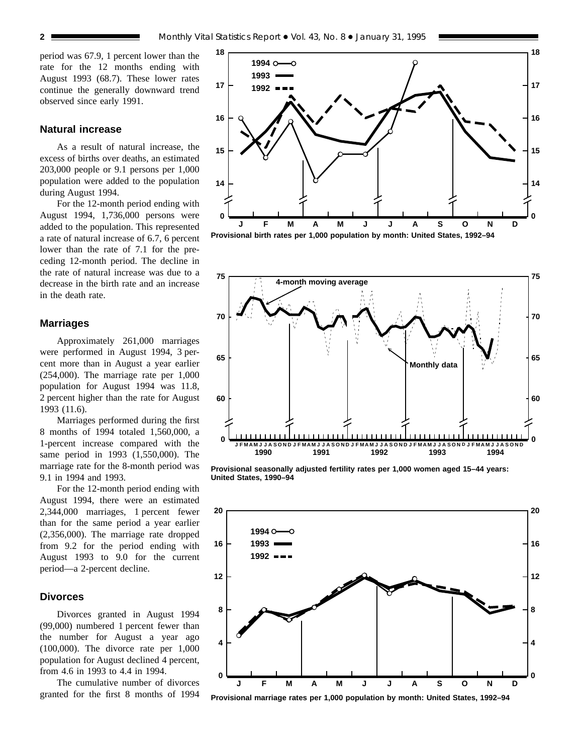period was 67.9, 1 percent lower than the rate for the 12 months ending with August 1993 (68.7). These lower rates continue the generally downward trend observed since early 1991.

## Natural increase

As a result of natural increase, the excess of births over deaths, an estimated 203,000 people or 9.1 persons per 1,000 population were added to the population during August 1994.

For the 12-month period ending with August 1994, 1,736,000 persons were added to the population. This represented a rate of natural increase of 6.7, 6 percent lower than the rate of 7.1 for the preceding 12-month period. The decline in the rate of natural increase was due to a decrease in the birth rate and an increase in the death rate.

## Marriages

Approximately 261,000 marriages were performed in August 1994, 3 percent more than in August a year earlier (254,000). The marriage rate per 1,000 population for August 1994 was 11.8, 2 percent higher than the rate for August 1993 (11.6).

Marriages performed during the first 8 months of 1994 totaled 1,560,000, a 1-percent increase compared with the same period in 1993 (1,550,000). The marriage rate for the 8-month period was 9.1 in 1994 and 1993.

For the 12-month period ending with August 1994, there were an estimated 2,344,000 marriages, 1 percent fewer than for the same period a year earlier (2,356,000). The marriage rate dropped from 9.2 for the period ending with August 1993 to 9.0 for the current period—a 2-percent decline.

## Divorces

Divorces granted in August 1994 (99,000) numbered 1 percent fewer than the number for August a year ago (100,000). The divorce rate per 1,000 population for August declined 4 percent, from 4.6 in 1993 to 4.4 in 1994.

The cumulative number of divorces granted for the first 8 months of 1994

1994
1993
1992
18
17
16
15
14
0
J F M A M J J A S O N D

**Provisional birth rates per 1,000 population by month: United States, 1992–94**

4-month moving average
Monthly data
75
70
65
60
0
J F M A M J J A S O N D
1990 1991 1992 1993 1994

**Provisional seasonally adjusted fertility rates per 1,000 women aged 15–44 years: United States, 1990–94**

1994
1993
1992
20
16
12
8
4
0
J F M A M J J A S O N D

**Provisional marriage rates per 1,000 population by month: United States, 1992–94**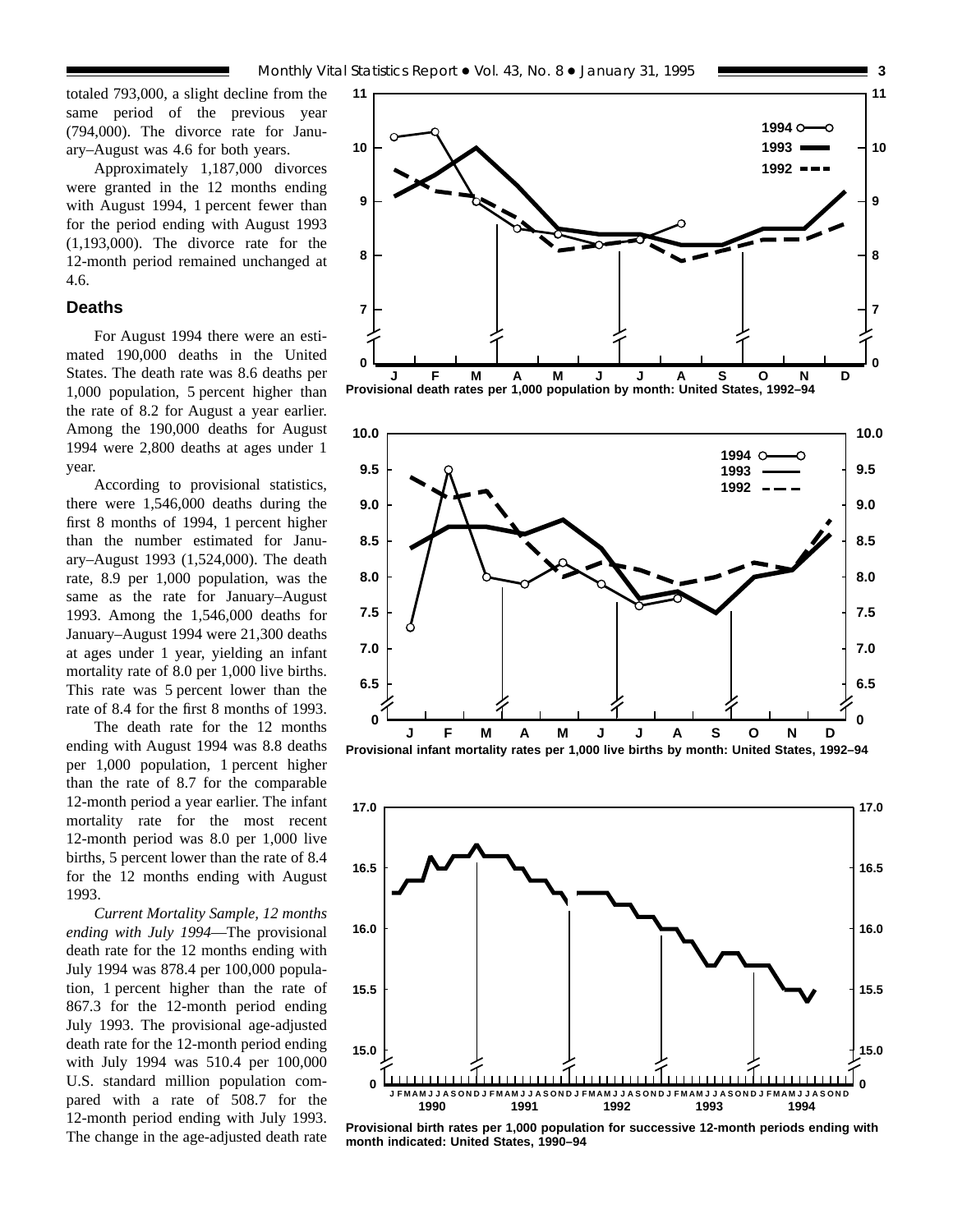totaled 793,000, a slight decline from the same period of the previous year (794,000). The divorce rate for January–August was 4.6 for both years.

Approximately 1,187,000 divorces were granted in the 12 months ending with August 1994, 1 percent fewer than for the period ending with August 1993 (1,193,000). The divorce rate for the 12-month period remained unchanged at 4.6.

## Deaths

For August 1994 there were an estimated 190,000 deaths in the United States. The death rate was 8.6 deaths per 1,000 population, 5 percent higher than the rate of 8.2 for August a year earlier. Among the 190,000 deaths for August 1994 were 2,800 deaths at ages under 1 year.

According to provisional statistics, there were 1,546,000 deaths during the first 8 months of 1994, 1 percent higher than the number estimated for January–August 1993 (1,524,000). The death rate, 8.9 per 1,000 population, was the same as the rate for January–August 1993. Among the 1,546,000 deaths for January–August 1994 were 21,300 deaths at ages under 1 year, yielding an infant mortality rate of 8.0 per 1,000 live births. This rate was 5 percent lower than the rate of 8.4 for the first 8 months of 1993.

The death rate for the 12 months ending with August 1994 was 8.8 deaths per 1,000 population, 1 percent higher than the rate of 8.7 for the comparable 12-month period a year earlier. The infant mortality rate for the most recent 12-month period was 8.0 per 1,000 live births, 5 percent lower than the rate of 8.4 for the 12 months ending with August 1993.

*Current Mortality Sample, 12 months ending with July 1994*—The provisional death rate for the 12 months ending with July 1994 was 878.4 per 100,000 population, 1 percent higher than the rate of 867.3 for the 12-month period ending July 1993. The provisional age-adjusted death rate for the 12-month period ending with July 1994 was 510.4 per 100,000 U.S. standard million population compared with a rate of 508.7 for the 12-month period ending with July 1993. The change in the age-adjusted death rate

11
10
9
8
7
0
1994
1993
1992
J F M A M J J A S O N D

**Provisional death rates per 1,000 population by month: United States, 1992–94**

10.0
9.5
9.0
8.5
8.0
7.5
7.0
6.5
0
1994
1993
1992
J F M A M J J A S O N D

**Provisional infant mortality rates per 1,000 live births by month: United States, 1992–94**

17.0
16.5
16.0
15.5
15.0
0
J F M A M J J A S O N D J F M A M J J A S O N D J F M A M J J A S O N D J F M A M J J A S O N D J F M A M J J A S O N D
1990 1991 1992 1993 1994

**Provisional birth rates per 1,000 population for successive 12-month periods ending with month indicated: United States, 1990–94**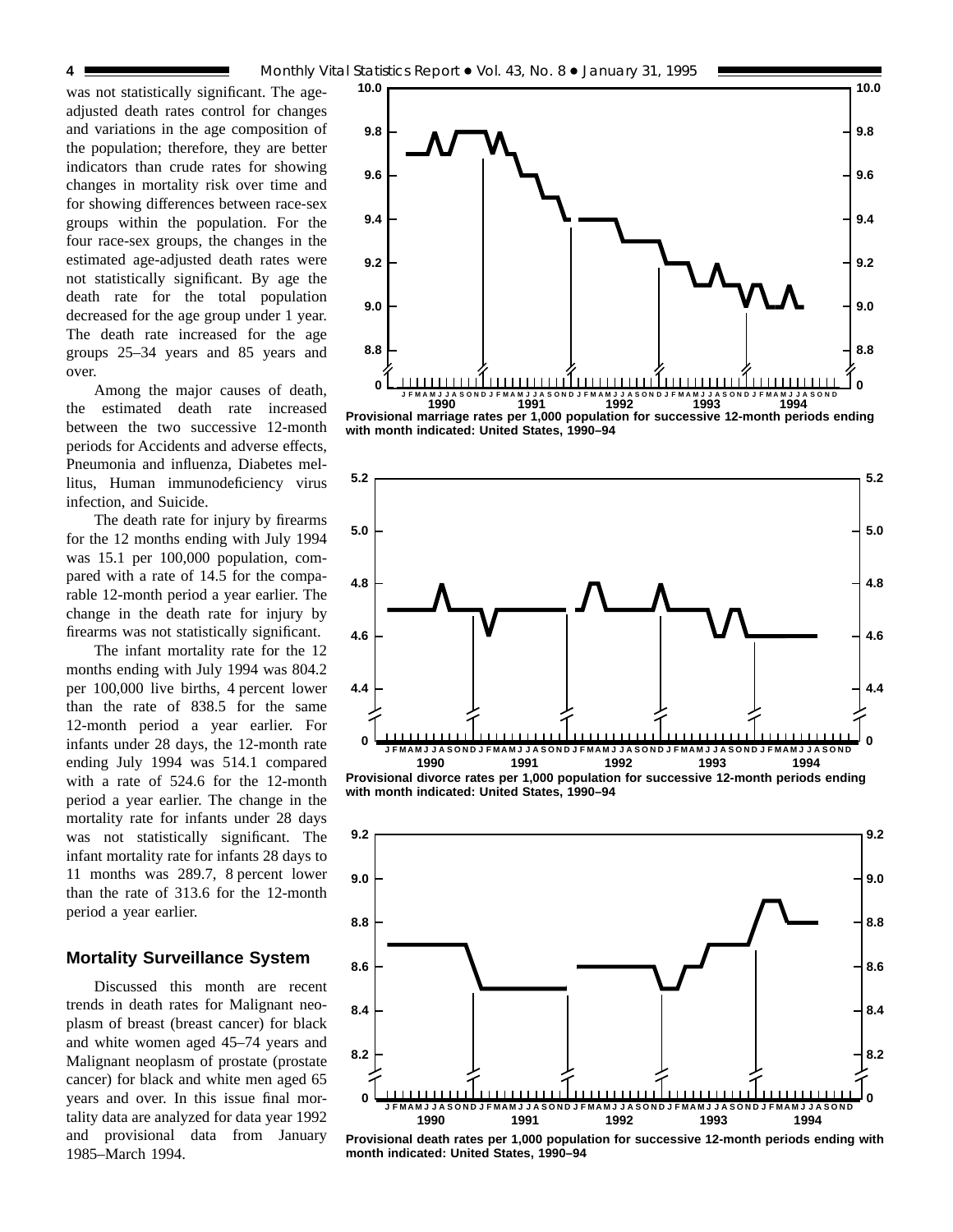was not statistically significant. The age-adjusted death rates control for changes and variations in the age composition of the population; therefore, they are better indicators than crude rates for showing changes in mortality risk over time and for showing differences between race-sex groups within the population. For the four race-sex groups, the changes in the estimated age-adjusted death rates were not statistically significant. By age the death rate for the total population decreased for the age group under 1 year. The death rate increased for the age groups 25–34 years and 85 years and over.

Among the major causes of death, the estimated death rate increased between the two successive 12-month periods for Accidents and adverse effects, Pneumonia and influenza, Diabetes mellitus, Human immunodeficiency virus infection, and Suicide.

The death rate for injury by firearms for the 12 months ending with July 1994 was 15.1 per 100,000 population, compared with a rate of 14.5 for the comparable 12-month period a year earlier. The change in the death rate for injury by firearms was not statistically significant.

The infant mortality rate for the 12 months ending with July 1994 was 804.2 per 100,000 live births, 4 percent lower than the rate of 838.5 for the same 12-month period a year earlier. For infants under 28 days, the 12-month rate ending July 1994 was 514.1 compared with a rate of 524.6 for the 12-month period a year earlier. The change in the mortality rate for infants under 28 days was not statistically significant. The infant mortality rate for infants 28 days to 11 months was 289.7, 8 percent lower than the rate of 313.6 for the 12-month period a year earlier.

## Mortality Surveillance System

Discussed this month are recent trends in death rates for Malignant neoplasm of breast (breast cancer) for black and white women aged 45–74 years and Malignant neoplasm of prostate (prostate cancer) for black and white men aged 65 years and over. In this issue final mortality data are analyzed for data year 1992 and provisional data from January 1985–March 1994.

10.0
9.8
9.6
9.4
9.2
9.0
8.8
0
J F M A M J J A S O N D J F M A M J J A S O N D J F M A M J J A S O N D J F M A M J J A S O N D J F M A M J J A S O N D
1990 1991 1992 1993 1994

Provisional marriage rates per 1,000 population for successive 12-month periods ending with month indicated: United States, 1990–94

5.2
5.0
4.8
4.6
4.4
0
J F M A M J J A S O N D J F M A M J J A S O N D J F M A M J J A S O N D J F M A M J J A S O N D J F M A M J J A S O N D
1990 1991 1992 1993 1994

Provisional divorce rates per 1,000 population for successive 12-month periods ending with month indicated: United States, 1990–94

9.2
9.0
8.8
8.6
8.4
8.2
0
J F M A M J J A S O N D J F M A M J J A S O N D J F M A M J J A S O N D J F M A M J J A S O N D J F M A M J J A S O N D
1990 1991 1992 1993 1994

Provisional death rates per 1,000 population for successive 12-month periods ending with month indicated: United States, 1990–94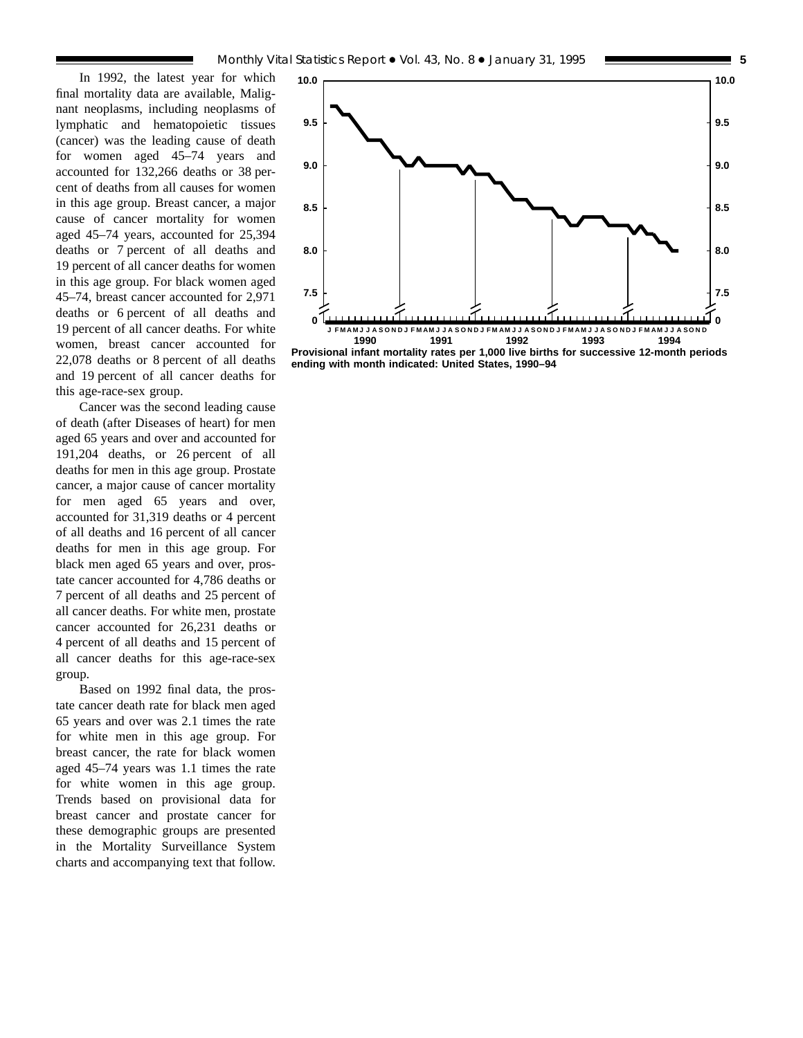In 1992, the latest year for which final mortality data are available, Malignant neoplasms, including neoplasms of lymphatic and hematopoietic tissues (cancer) was the leading cause of death for women aged 45–74 years and accounted for 132,266 deaths or 38 percent of deaths from all causes for women in this age group. Breast cancer, a major cause of cancer mortality for women aged 45–74 years, accounted for 25,394 deaths or 7 percent of all deaths and 19 percent of all cancer deaths for women in this age group. For black women aged 45–74, breast cancer accounted for 2,971 deaths or 6 percent of all deaths and 19 percent of all cancer deaths. For white women, breast cancer accounted for 22,078 deaths or 8 percent of all deaths and 19 percent of all cancer deaths for this age-race-sex group.

Cancer was the second leading cause of death (after Diseases of heart) for men aged 65 years and over and accounted for 191,204 deaths, or 26 percent of all deaths for men in this age group. Prostate cancer, a major cause of cancer mortality for men aged 65 years and over, accounted for 31,319 deaths or 4 percent of all deaths and 16 percent of all cancer deaths for men in this age group. For black men aged 65 years and over, prostate cancer accounted for 4,786 deaths or 7 percent of all deaths and 25 percent of all cancer deaths. For white men, prostate cancer accounted for 26,231 deaths or 4 percent of all deaths and 15 percent of all cancer deaths for this age-race-sex group.

Based on 1992 final data, the prostate cancer death rate for black men aged 65 years and over was 2.1 times the rate for white men in this age group. For breast cancer, the rate for black women aged 45–74 years was 1.1 times the rate for white women in this age group. Trends based on provisional data for breast cancer and prostate cancer for these demographic groups are presented in the Mortality Surveillance System charts and accompanying text that follow.

10.0
9.5
9.0
8.5
8.0
7.5
0

J F M A M J J A S O N D J F M A M J J A S O N D J F M A M J J A S O N D J F M A M J J A S O N D J F M A M J J A S O N D
1990 1991 1992 1993 1994

**Provisional infant mortality rates per 1,000 live births for successive 12-month periods ending with month indicated: United States, 1990–94**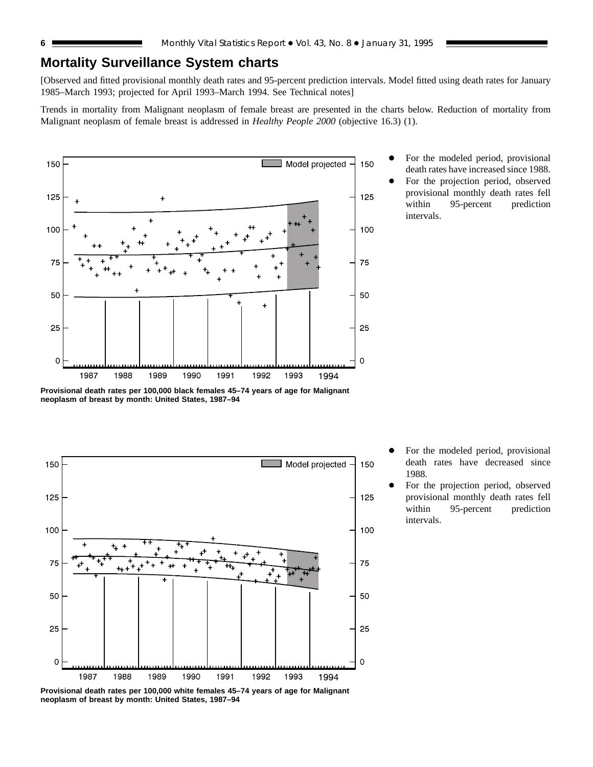## Mortality Surveillance System charts

[Observed and fitted provisional monthly death rates and 95-percent prediction intervals. Model fitted using death rates for January 1985–March 1993; projected for April 1993–March 1994. See Technical notes]

Trends in mortality from Malignant neoplasm of female breast are presented in the charts below. Reduction of mortality from Malignant neoplasm of female breast is addressed in *Healthy People 2000* (objective 16.3) (1).

Model projected

150
125
100
75
50
25
0

1987 1988 1989 1990 1991 1992 1993 1994

**Provisional death rates per 100,000 black females 45–74 years of age for Malignant neoplasm of breast by month: United States, 1987–94**

- For the modeled period, provisional death rates have increased since 1988.
- For the projection period, observed provisional monthly death rates fell within 95-percent prediction intervals.

Model projected

150
125
100
75
50
25
0

1987 1988 1989 1990 1991 1992 1993 1994

**Provisional death rates per 100,000 white females 45–74 years of age for Malignant neoplasm of breast by month: United States, 1987–94**

- For the modeled period, provisional death rates have decreased since 1988.
- For the projection period, observed provisional monthly death rates fell within 95-percent prediction intervals.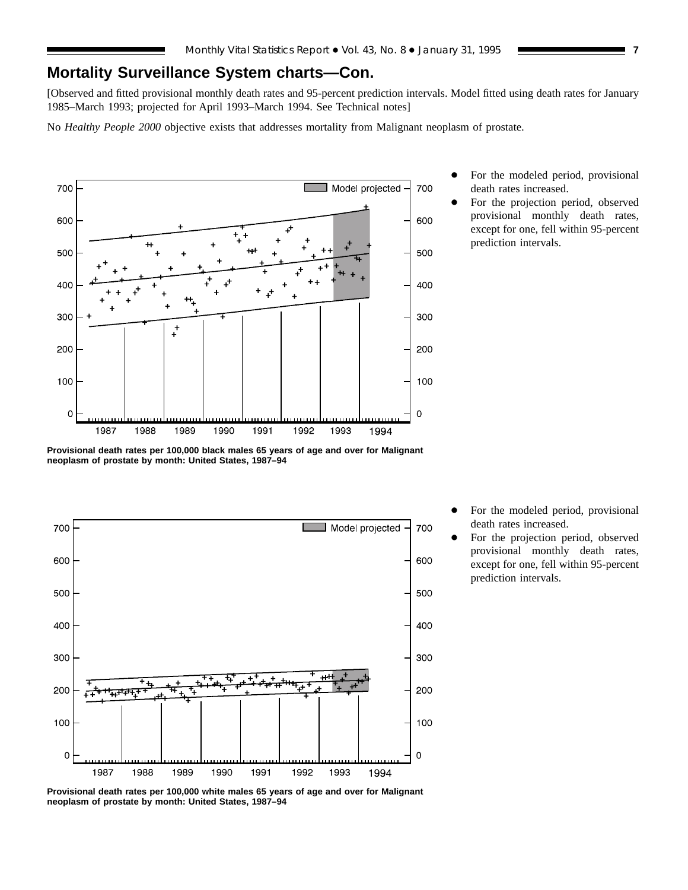## Mortality Surveillance System charts—Con.

[Observed and fitted provisional monthly death rates and 95-percent prediction intervals. Model fitted using death rates for January 1985–March 1993; projected for April 1993–March 1994. See Technical notes]

No *Healthy People 2000* objective exists that addresses mortality from Malignant neoplasm of prostate.

Model projected

700
600
500
400
300
200
100
0

1987 1988 1989 1990 1991 1992 1993 1994

**Provisional death rates per 100,000 black males 65 years of age and over for Malignant neoplasm of prostate by month: United States, 1987–94**

- For the modeled period, provisional death rates increased.
- For the projection period, observed provisional monthly death rates, except for one, fell within 95-percent prediction intervals.

Model projected

700
600
500
400
300
200
100
0

1987 1988 1989 1990 1991 1992 1993 1994

**Provisional death rates per 100,000 white males 65 years of age and over for Malignant neoplasm of prostate by month: United States, 1987–94**

- For the modeled period, provisional death rates increased.
- For the projection period, observed provisional monthly death rates, except for one, fell within 95-percent prediction intervals.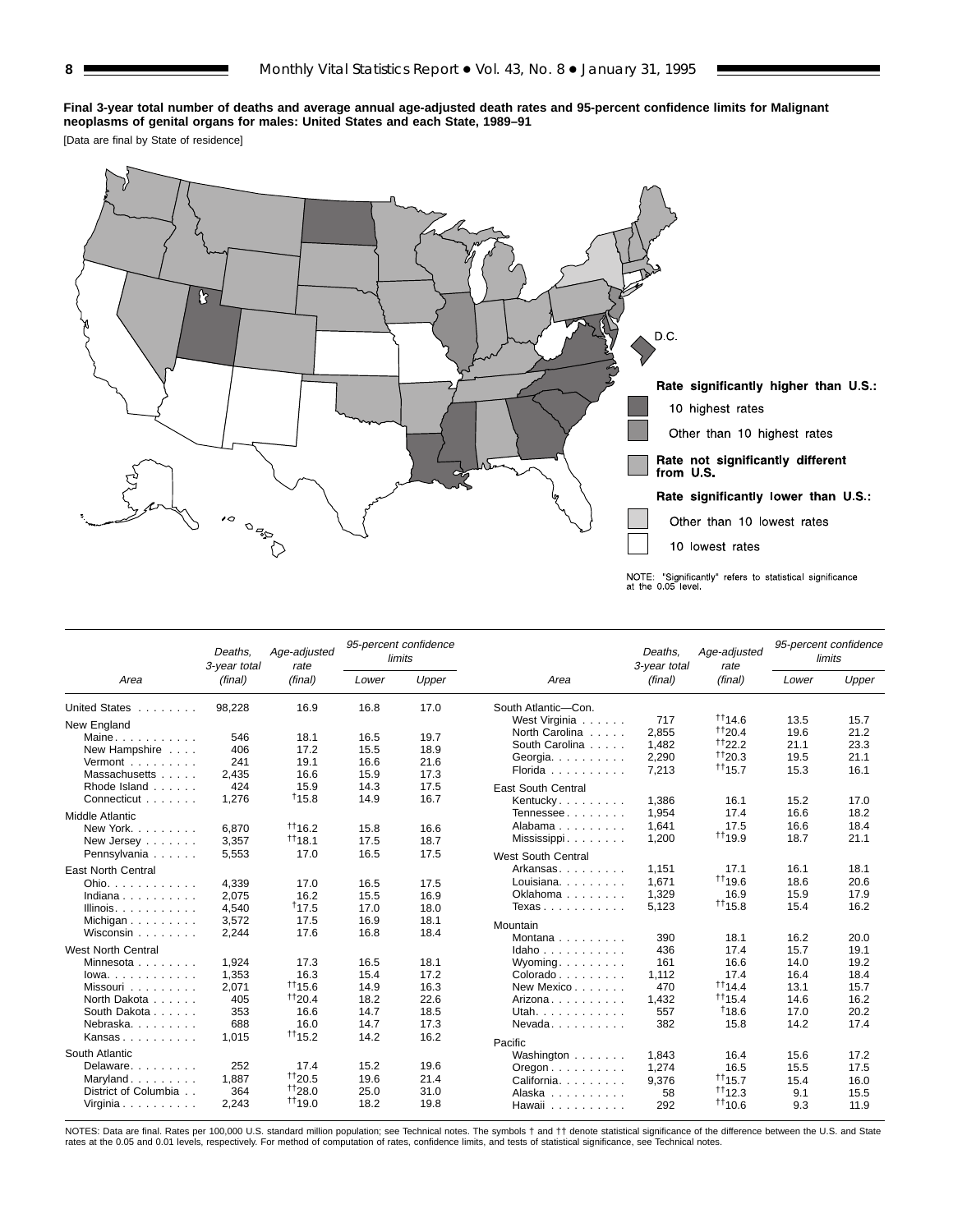**Final 3-year total number of deaths and average annual age-adjusted death rates and 95-percent confidence limits for Malignant neoplasms of genital organs for males: United States and each State, 1989–91**

[Data are final by State of residence]

D.C.

Rate significantly higher than U.S.:

10 highest rates

Other than 10 highest rates

Rate not significantly different from U.S.

Rate significantly lower than U.S.:

Other than 10 lowest rates

10 lowest rates

NOTE: "Significantly" refers to statistical significance at the 0.05 level.

| Area | Deaths, 3-year total (final) | Age-adjusted rate (final) | 95-percent confidence limits | |
|---|---|---|---|---|
| | | | Lower | Upper |
| United States | 98,228 | 16.9 | 16.8 | 17.0 |
| **New England** | | | | |
| Maine | 546 | 18.1 | 16.5 | 19.7 |
| New Hampshire | 406 | 17.2 | 15.5 | 18.9 |
| Vermont | 241 | 19.1 | 16.6 | 21.6 |
| Massachusetts | 2,435 | 16.6 | 15.9 | 17.3 |
| Rhode Island | 424 | 15.9 | 14.3 | 17.5 |
| Connecticut | 1,276 | †15.8 | 14.9 | 16.7 |
| **Middle Atlantic** | | | | |
| New York | 6,870 | ††16.2 | 15.8 | 16.6 |
| New Jersey | 3,357 | ††18.1 | 17.5 | 18.7 |
| Pennsylvania | 5,553 | 17.0 | 16.5 | 17.5 |
| **East North Central** | | | | |
| Ohio | 4,339 | 17.0 | 16.5 | 17.5 |
| Indiana | 2,075 | 16.2 | 15.5 | 16.9 |
| Illinois | 4,540 | †17.5 | 17.0 | 18.0 |
| Michigan | 3,572 | 17.5 | 16.9 | 18.1 |
| Wisconsin | 2,244 | 17.6 | 16.8 | 18.4 |
| **West North Central** | | | | |
| Minnesota | 1,924 | 17.3 | 16.5 | 18.1 |
| Iowa | 1,353 | 16.3 | 15.4 | 17.2 |
| Missouri | 2,071 | ††15.6 | 14.9 | 16.3 |
| North Dakota | 405 | ††20.4 | 18.2 | 22.6 |
| South Dakota | 353 | 16.6 | 14.7 | 18.5 |
| Nebraska | 688 | 16.0 | 14.7 | 17.3 |
| Kansas | 1,015 | ††15.2 | 14.2 | 16.2 |
| **South Atlantic** | | | | |
| Delaware | 252 | 17.4 | 15.2 | 19.6 |
| Maryland | 1,887 | ††20.5 | 19.6 | 21.4 |
| District of Columbia | 364 | ††28.0 | 25.0 | 31.0 |
| Virginia | 2,243 | ††19.0 | 18.2 | 19.8 |
| **South Atlantic—Con.** | | | | |
| West Virginia | 717 | ††14.6 | 13.5 | 15.7 |
| North Carolina | 2,855 | ††20.4 | 19.6 | 21.2 |
| South Carolina | 1,482 | ††22.2 | 21.1 | 23.3 |
| Georgia | 2,290 | ††20.3 | 19.5 | 21.1 |
| Florida | 7,213 | ††15.7 | 15.3 | 16.1 |
| **East South Central** | | | | |
| Kentucky | 1,386 | 16.1 | 15.2 | 17.0 |
| Tennessee | 1,954 | 17.4 | 16.6 | 18.2 |
| Alabama | 1,641 | 17.5 | 16.6 | 18.4 |
| Mississippi | 1,200 | ††19.9 | 18.7 | 21.1 |
| **West South Central** | | | | |
| Arkansas | 1,151 | 17.1 | 16.1 | 18.1 |
| Louisiana | 1,671 | ††19.6 | 18.6 | 20.6 |
| Oklahoma | 1,329 | 16.9 | 15.9 | 17.9 |
| Texas | 5,123 | ††15.8 | 15.4 | 16.2 |
| **Mountain** | | | | |
| Montana | 390 | 18.1 | 16.2 | 20.0 |
| Idaho | 436 | 17.4 | 15.7 | 19.1 |
| Wyoming | 161 | 16.6 | 14.0 | 19.2 |
| Colorado | 1,112 | 17.4 | 16.4 | 18.4 |
| New Mexico | 470 | ††14.4 | 13.1 | 15.7 |
| Arizona | 1,432 | ††15.4 | 14.6 | 16.2 |
| Utah | 557 | †18.6 | 17.0 | 20.2 |
| Nevada | 382 | 15.8 | 14.2 | 17.4 |
| **Pacific** | | | | |
| Washington | 1,843 | 16.4 | 15.6 | 17.2 |
| Oregon | 1,274 | 16.5 | 15.5 | 17.5 |
| California | 9,376 | ††15.7 | 15.4 | 16.0 |
| Alaska | 58 | ††12.3 | 9.1 | 15.5 |
| Hawaii | 292 | ††10.6 | 9.3 | 11.9 |

NOTES: Data are final. Rates per 100,000 U.S. standard million population; see Technical notes. The symbols † and †† denote statistical significance of the difference between the U.S. and State rates at the 0.05 and 0.01 levels, respectively. For method of computation of rates, confidence limits, and tests of statistical significance, see Technical notes.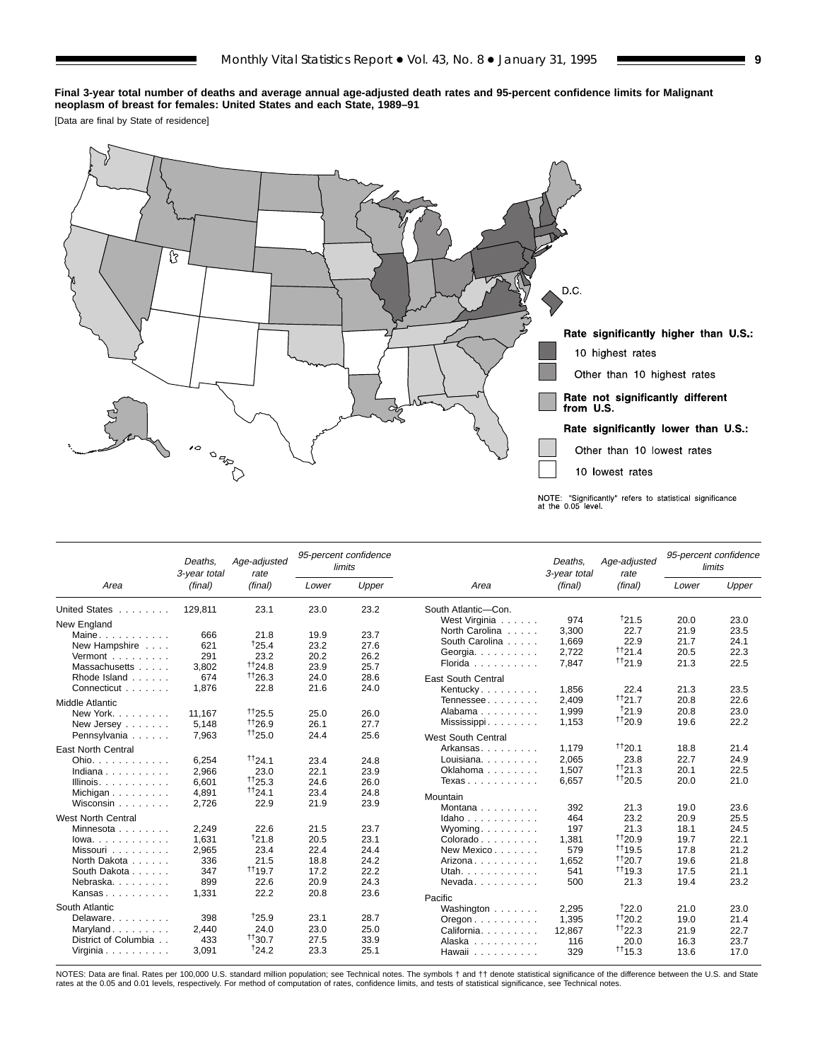**Final 3-year total number of deaths and average annual age-adjusted death rates and 95-percent confidence limits for Malignant neoplasm of breast for females: United States and each State, 1989–91**

[Data are final by State of residence]

D.C.

Rate significantly higher than U.S.:

10 highest rates

Other than 10 highest rates

Rate not significantly different from U.S.

Rate significantly lower than U.S.:

Other than 10 lowest rates

10 lowest rates

NOTE: "Significantly" refers to statistical significance at the 0.05 level.

| Area | Deaths, 3-year total (final) | Age-adjusted rate (final) | 95-percent confidence limits | |
|---|---|---|---|---|
| | | | Lower | Upper |
| United States | 129,811 | 23.1 | 23.0 | 23.2 |
| New England | | | | |
| Maine | 666 | 21.8 | 19.9 | 23.7 |
| New Hampshire | 621 | †25.4 | 23.2 | 27.6 |
| Vermont | 291 | 23.2 | 20.2 | 26.2 |
| Massachusetts | 3,802 | ††24.8 | 23.9 | 25.7 |
| Rhode Island | 674 | ††26.3 | 24.0 | 28.6 |
| Connecticut | 1,876 | 22.8 | 21.6 | 24.0 |
| Middle Atlantic | | | | |
| New York | 11,167 | ††25.5 | 25.0 | 26.0 |
| New Jersey | 5,148 | ††26.9 | 26.1 | 27.7 |
| Pennsylvania | 7,963 | ††25.0 | 24.4 | 25.6 |
| East North Central | | | | |
| Ohio | 6,254 | ††24.1 | 23.4 | 24.8 |
| Indiana | 2,966 | 23.0 | 22.1 | 23.9 |
| Illinois | 6,601 | ††25.3 | 24.6 | 26.0 |
| Michigan | 4,891 | ††24.1 | 23.4 | 24.8 |
| Wisconsin | 2,726 | 22.9 | 21.9 | 23.9 |
| West North Central | | | | |
| Minnesota | 2,249 | 22.6 | 21.5 | 23.7 |
| Iowa | 1,631 | †21.8 | 20.5 | 23.1 |
| Missouri | 2,965 | 23.4 | 22.4 | 24.4 |
| North Dakota | 336 | 21.5 | 18.8 | 24.2 |
| South Dakota | 347 | ††19.7 | 17.2 | 22.2 |
| Nebraska | 899 | 22.6 | 20.9 | 24.3 |
| Kansas | 1,331 | 22.2 | 20.8 | 23.6 |
| South Atlantic | | | | |
| Delaware | 398 | †25.9 | 23.1 | 28.7 |
| Maryland | 2,440 | 24.0 | 23.0 | 25.0 |
| District of Columbia | 433 | ††30.7 | 27.5 | 33.9 |
| Virginia | 3,091 | †24.2 | 23.3 | 25.1 |
| South Atlantic—Con. | | | | |
| West Virginia | 974 | †21.5 | 20.0 | 23.0 |
| North Carolina | 3,300 | 22.7 | 21.9 | 23.5 |
| South Carolina | 1,669 | 22.9 | 21.7 | 24.1 |
| Georgia | 2,722 | ††21.4 | 20.5 | 22.3 |
| Florida | 7,847 | ††21.9 | 21.3 | 22.5 |
| East South Central | | | | |
| Kentucky | 1,856 | 22.4 | 21.3 | 23.5 |
| Tennessee | 2,409 | ††21.7 | 20.8 | 22.6 |
| Alabama | 1,999 | †21.9 | 20.8 | 23.0 |
| Mississippi | 1,153 | ††20.9 | 19.6 | 22.2 |
| West South Central | | | | |
| Arkansas | 1,179 | ††20.1 | 18.8 | 21.4 |
| Louisiana | 2,065 | 23.8 | 22.7 | 24.9 |
| Oklahoma | 1,507 | ††21.3 | 20.1 | 22.5 |
| Texas | 6,657 | ††20.5 | 20.0 | 21.0 |
| Mountain | | | | |
| Montana | 392 | 21.3 | 19.0 | 23.6 |
| Idaho | 464 | 23.2 | 20.9 | 25.5 |
| Wyoming | 197 | 21.3 | 18.1 | 24.5 |
| Colorado | 1,381 | ††20.9 | 19.7 | 22.1 |
| New Mexico | 579 | ††19.5 | 17.8 | 21.2 |
| Arizona | 1,652 | ††20.7 | 19.6 | 21.8 |
| Utah | 541 | ††19.3 | 17.5 | 21.1 |
| Nevada | 500 | 21.3 | 19.4 | 23.2 |
| Pacific | | | | |
| Washington | 2,295 | †22.0 | 21.0 | 23.0 |
| Oregon | 1,395 | ††20.2 | 19.0 | 21.4 |
| California | 12,867 | ††22.3 | 21.9 | 22.7 |
| Alaska | 116 | 20.0 | 16.3 | 23.7 |
| Hawaii | 329 | ††15.3 | 13.6 | 17.0 |

NOTES: Data are final. Rates per 100,000 U.S. standard million population; see Technical notes. The symbols † and †† denote statistical significance of the difference between the U.S. and State rates at the 0.05 and 0.01 levels, respectively. For method of computation of rates, confidence limits, and tests of statistical significance, see Technical notes.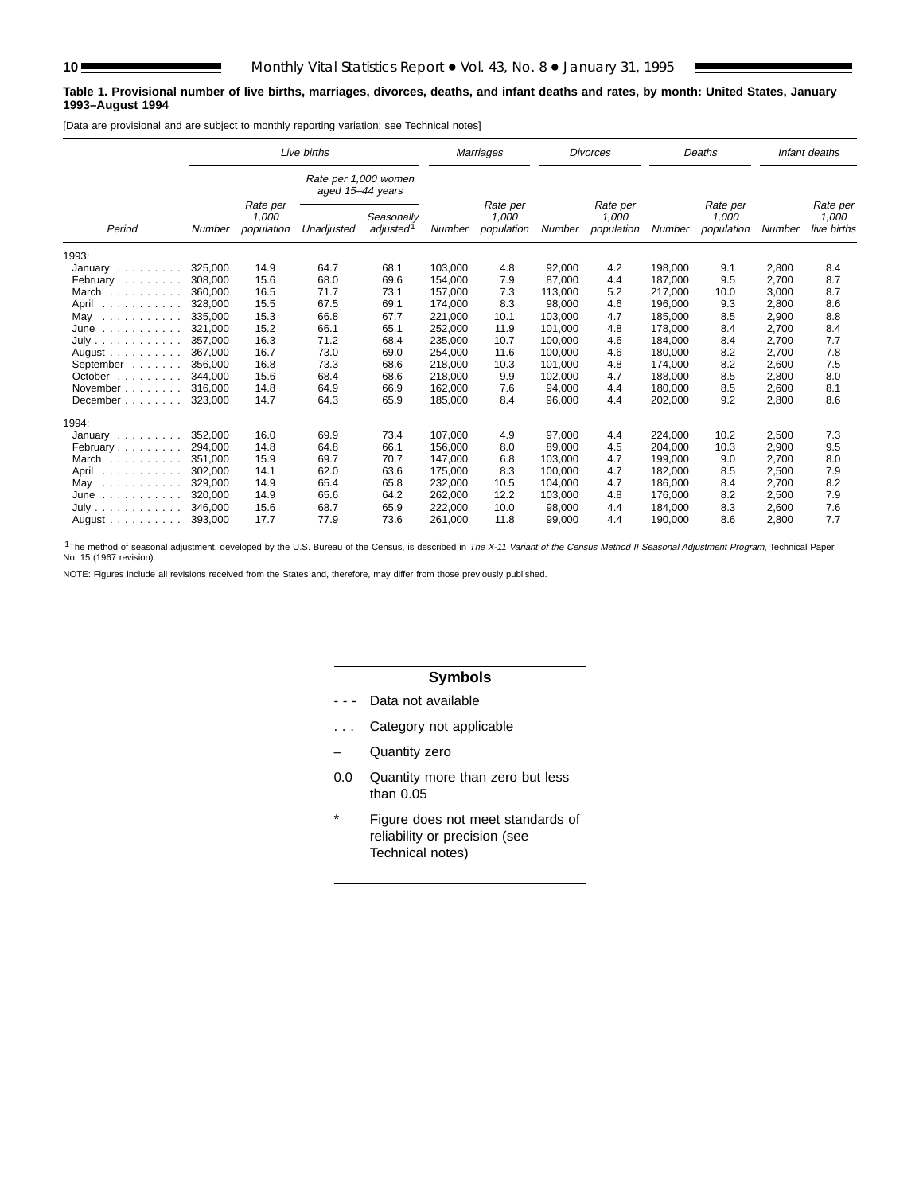**Table 1. Provisional number of live births, marriages, divorces, deaths, and infant deaths and rates, by month: United States, January 1993–August 1994**

[Data are provisional and are subject to monthly reporting variation; see Technical notes]

| Period | *Live births* | | | | *Marriages* | | *Divorces* | | *Deaths* | | *Infant deaths* | |
|---|---|---|---|---|---|---|---|---|---|---|---|---|
| | | | *Rate per 1,000 women aged 15–44 years* | | | | | | | | | |
| | *Number* | *Rate per 1,000 population* | *Unadjusted* | *Seasonally adjusted*[1] | *Number* | *Rate per 1,000 population* | *Number* | *Rate per 1,000 population* | *Number* | *Rate per 1,000 population* | *Number* | *Rate per 1,000 live births* |
| 1993: | | | | | | | | | | | | |
| January | 325,000 | 14.9 | 64.7 | 68.1 | 103,000 | 4.8 | 92,000 | 4.2 | 198,000 | 9.1 | 2,800 | 8.4 |
| February | 308,000 | 15.6 | 68.0 | 69.6 | 154,000 | 7.9 | 87,000 | 4.4 | 187,000 | 9.5 | 2,700 | 8.7 |
| March | 360,000 | 16.5 | 71.7 | 73.1 | 157,000 | 7.3 | 113,000 | 5.2 | 217,000 | 10.0 | 3,000 | 8.7 |
| April | 328,000 | 15.5 | 67.5 | 69.1 | 174,000 | 8.3 | 98,000 | 4.6 | 196,000 | 9.3 | 2,800 | 8.6 |
| May | 335,000 | 15.3 | 66.8 | 67.7 | 221,000 | 10.1 | 103,000 | 4.7 | 185,000 | 8.5 | 2,900 | 8.8 |
| June | 321,000 | 15.2 | 66.1 | 65.1 | 252,000 | 11.9 | 101,000 | 4.8 | 178,000 | 8.4 | 2,700 | 8.4 |
| July | 357,000 | 16.3 | 71.2 | 68.4 | 235,000 | 10.7 | 100,000 | 4.6 | 184,000 | 8.4 | 2,700 | 7.7 |
| August | 367,000 | 16.7 | 73.0 | 69.0 | 254,000 | 11.6 | 100,000 | 4.6 | 180,000 | 8.2 | 2,700 | 7.8 |
| September | 356,000 | 16.8 | 73.3 | 68.6 | 218,000 | 10.3 | 101,000 | 4.8 | 174,000 | 8.2 | 2,600 | 7.5 |
| October | 344,000 | 15.6 | 68.4 | 68.6 | 218,000 | 9.9 | 102,000 | 4.7 | 188,000 | 8.5 | 2,800 | 8.0 |
| November | 316,000 | 14.8 | 64.9 | 66.9 | 162,000 | 7.6 | 94,000 | 4.4 | 180,000 | 8.5 | 2,600 | 8.1 |
| December | 323,000 | 14.7 | 64.3 | 65.9 | 185,000 | 8.4 | 96,000 | 4.4 | 202,000 | 9.2 | 2,800 | 8.6 |
| 1994: | | | | | | | | | | | | |
| January | 352,000 | 16.0 | 69.9 | 73.4 | 107,000 | 4.9 | 97,000 | 4.4 | 224,000 | 10.2 | 2,500 | 7.3 |
| February | 294,000 | 14.8 | 64.8 | 66.1 | 156,000 | 8.0 | 89,000 | 4.5 | 204,000 | 10.3 | 2,900 | 9.5 |
| March | 351,000 | 15.9 | 69.7 | 70.7 | 147,000 | 6.8 | 103,000 | 4.7 | 199,000 | 9.0 | 2,700 | 8.0 |
| April | 302,000 | 14.1 | 62.0 | 63.6 | 175,000 | 8.3 | 100,000 | 4.7 | 182,000 | 8.5 | 2,500 | 7.9 |
| May | 329,000 | 14.9 | 65.4 | 65.8 | 232,000 | 10.5 | 104,000 | 4.7 | 186,000 | 8.4 | 2,700 | 8.2 |
| June | 320,000 | 14.9 | 65.6 | 64.2 | 262,000 | 12.2 | 103,000 | 4.8 | 176,000 | 8.2 | 2,500 | 7.9 |
| July | 346,000 | 15.6 | 68.7 | 65.9 | 222,000 | 10.0 | 98,000 | 4.4 | 184,000 | 8.3 | 2,600 | 7.6 |
| August | 393,000 | 17.7 | 77.9 | 73.6 | 261,000 | 11.8 | 99,000 | 4.4 | 190,000 | 8.6 | 2,800 | 7.7 |

[1]The method of seasonal adjustment, developed by the U.S. Bureau of the Census, is described in *The X-11 Variant of the Census Method II Seasonal Adjustment Program*, Technical Paper No. 15 (1967 revision).

NOTE: Figures include all revisions received from the States and, therefore, may differ from those previously published.

**Symbols**

- - - Data not available

. . . Category not applicable

– Quantity zero

0.0 Quantity more than zero but less than 0.05

* Figure does not meet standards of reliability or precision (see Technical notes)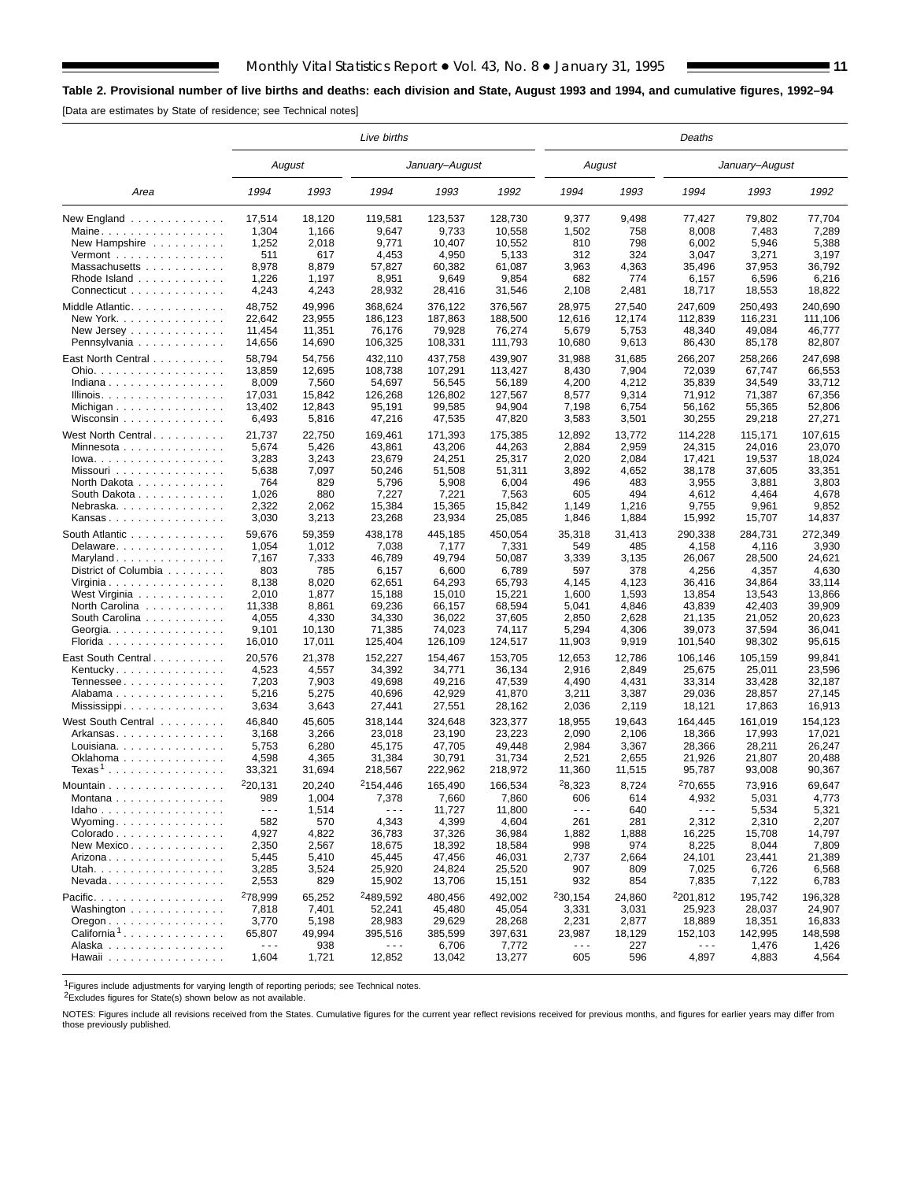**Table 2. Provisional number of live births and deaths: each division and State, August 1993 and 1994, and cumulative figures, 1992–94**

[Data are estimates by State of residence; see Technical notes]

| Area | Live births | | | | | Deaths | | | | |
|---|---|---|---|---|---|---|---|---|---|---|
| | August | | January–August | | | August | | January–August | | |
| | 1994 | 1993 | 1994 | 1993 | 1992 | 1994 | 1993 | 1994 | 1993 | 1992 |
| New England | 17,514 | 18,120 | 119,581 | 123,537 | 128,730 | 9,377 | 9,498 | 77,427 | 79,802 | 77,704 |
| Maine | 1,304 | 1,166 | 9,647 | 9,733 | 10,558 | 1,502 | 758 | 8,008 | 7,483 | 7,289 |
| New Hampshire | 1,252 | 2,018 | 9,771 | 10,407 | 10,552 | 810 | 798 | 6,002 | 5,946 | 5,388 |
| Vermont | 511 | 617 | 4,453 | 4,950 | 5,133 | 312 | 324 | 3,047 | 3,271 | 3,197 |
| Massachusetts | 8,978 | 8,879 | 57,827 | 60,382 | 61,087 | 3,963 | 4,363 | 35,496 | 37,953 | 36,792 |
| Rhode Island | 1,226 | 1,197 | 8,951 | 9,649 | 9,854 | 682 | 774 | 6,157 | 6,596 | 6,216 |
| Connecticut | 4,243 | 4,243 | 28,932 | 28,416 | 31,546 | 2,108 | 2,481 | 18,717 | 18,553 | 18,822 |
| Middle Atlantic | 48,752 | 49,996 | 368,624 | 376,122 | 376,567 | 28,975 | 27,540 | 247,609 | 250,493 | 240,690 |
| New York | 22,642 | 23,955 | 186,123 | 187,863 | 188,500 | 12,616 | 12,174 | 112,839 | 116,231 | 111,106 |
| New Jersey | 11,454 | 11,351 | 76,176 | 79,928 | 76,274 | 5,679 | 5,753 | 48,340 | 49,084 | 46,777 |
| Pennsylvania | 14,656 | 14,690 | 106,325 | 108,331 | 111,793 | 10,680 | 9,613 | 86,430 | 85,178 | 82,807 |
| East North Central | 58,794 | 54,756 | 432,110 | 437,758 | 439,907 | 31,988 | 31,685 | 266,207 | 258,266 | 247,698 |
| Ohio | 13,859 | 12,695 | 108,738 | 107,291 | 113,427 | 8,430 | 7,904 | 72,039 | 67,747 | 66,553 |
| Indiana | 8,009 | 7,560 | 54,697 | 56,545 | 56,189 | 4,200 | 4,212 | 35,839 | 34,549 | 33,712 |
| Illinois | 17,031 | 15,842 | 126,268 | 126,802 | 127,567 | 8,577 | 9,314 | 71,912 | 71,387 | 67,356 |
| Michigan | 13,402 | 12,843 | 95,191 | 99,585 | 94,904 | 7,198 | 6,754 | 56,162 | 55,365 | 52,806 |
| Wisconsin | 6,493 | 5,816 | 47,216 | 47,535 | 47,820 | 3,583 | 3,501 | 30,255 | 29,218 | 27,271 |
| West North Central | 21,737 | 22,750 | 169,461 | 171,393 | 175,385 | 12,892 | 13,772 | 114,228 | 115,171 | 107,615 |
| Minnesota | 5,674 | 5,426 | 43,861 | 43,206 | 44,263 | 2,884 | 2,959 | 24,315 | 24,016 | 23,070 |
| Iowa | 3,283 | 3,243 | 23,679 | 24,251 | 25,317 | 2,020 | 2,084 | 17,421 | 19,537 | 18,024 |
| Missouri | 5,638 | 7,097 | 50,246 | 51,508 | 51,311 | 3,892 | 4,652 | 38,178 | 37,605 | 33,351 |
| North Dakota | 764 | 829 | 5,796 | 5,908 | 6,004 | 496 | 483 | 3,955 | 3,881 | 3,803 |
| South Dakota | 1,026 | 880 | 7,227 | 7,221 | 7,563 | 605 | 494 | 4,612 | 4,464 | 4,678 |
| Nebraska | 2,322 | 2,062 | 15,384 | 15,365 | 15,842 | 1,149 | 1,216 | 9,755 | 9,961 | 9,852 |
| Kansas | 3,030 | 3,213 | 23,268 | 23,934 | 25,085 | 1,846 | 1,884 | 15,992 | 15,707 | 14,837 |
| South Atlantic | 59,676 | 59,359 | 438,178 | 445,185 | 450,054 | 35,318 | 31,413 | 290,338 | 284,731 | 272,349 |
| Delaware | 1,054 | 1,012 | 7,038 | 7,177 | 7,331 | 549 | 485 | 4,158 | 4,116 | 3,930 |
| Maryland | 7,167 | 7,333 | 46,789 | 49,794 | 50,087 | 3,339 | 3,135 | 26,067 | 28,500 | 24,621 |
| District of Columbia | 803 | 785 | 6,157 | 6,600 | 6,789 | 597 | 378 | 4,256 | 4,357 | 4,630 |
| Virginia | 8,138 | 8,020 | 62,651 | 64,293 | 65,793 | 4,145 | 4,123 | 36,416 | 34,864 | 33,114 |
| West Virginia | 2,010 | 1,877 | 15,188 | 15,010 | 15,221 | 1,600 | 1,593 | 13,854 | 13,543 | 13,866 |
| North Carolina | 11,338 | 8,861 | 69,236 | 66,157 | 68,594 | 5,041 | 4,846 | 43,839 | 42,403 | 39,909 |
| South Carolina | 4,055 | 4,330 | 34,330 | 36,022 | 37,605 | 2,850 | 2,628 | 21,135 | 21,052 | 20,623 |
| Georgia | 9,101 | 10,130 | 71,385 | 74,023 | 74,117 | 5,294 | 4,306 | 39,073 | 37,594 | 36,041 |
| Florida | 16,010 | 17,011 | 125,404 | 126,109 | 124,517 | 11,903 | 9,919 | 101,540 | 98,302 | 95,615 |
| East South Central | 20,576 | 21,378 | 152,227 | 154,467 | 153,705 | 12,653 | 12,786 | 106,146 | 105,159 | 99,841 |
| Kentucky | 4,523 | 4,557 | 34,392 | 34,771 | 36,134 | 2,916 | 2,849 | 25,675 | 25,011 | 23,596 |
| Tennessee | 7,203 | 7,903 | 49,698 | 49,216 | 47,539 | 4,490 | 4,431 | 33,314 | 33,428 | 32,187 |
| Alabama | 5,216 | 5,275 | 40,696 | 42,929 | 41,870 | 3,211 | 3,387 | 29,036 | 28,857 | 27,145 |
| Mississippi | 3,634 | 3,643 | 27,441 | 27,551 | 28,162 | 2,036 | 2,119 | 18,121 | 17,863 | 16,913 |
| West South Central | 46,840 | 45,605 | 318,144 | 324,648 | 323,377 | 18,955 | 19,643 | 164,445 | 161,019 | 154,123 |
| Arkansas | 3,168 | 3,266 | 23,018 | 23,190 | 23,223 | 2,090 | 2,106 | 18,366 | 17,993 | 17,021 |
| Louisiana | 5,753 | 6,280 | 45,175 | 47,705 | 49,448 | 2,984 | 3,367 | 28,366 | 28,211 | 26,247 |
| Oklahoma | 4,598 | 4,365 | 31,384 | 30,791 | 31,734 | 2,521 | 2,655 | 21,926 | 21,807 | 20,488 |
| Texas[1] | 33,321 | 31,694 | 218,567 | 222,962 | 218,972 | 11,360 | 11,515 | 95,787 | 93,008 | 90,367 |
| Mountain | [2]20,131 | 20,240 | [2]154,446 | 165,490 | 166,534 | [2]8,323 | 8,724 | [2]70,655 | 73,916 | 69,647 |
| Montana | 989 | 1,004 | 7,378 | 7,660 | 7,860 | 606 | 614 | 4,932 | 5,031 | 4,773 |
| Idaho | - - - | 1,514 | - - - | 11,727 | 11,800 | - - - | 640 | - - - | 5,534 | 5,321 |
| Wyoming | 582 | 570 | 4,343 | 4,399 | 4,604 | 261 | 281 | 2,312 | 2,310 | 2,207 |
| Colorado | 4,927 | 4,822 | 36,783 | 37,326 | 36,984 | 1,882 | 1,888 | 16,225 | 15,708 | 14,797 |
| New Mexico | 2,350 | 2,567 | 18,675 | 18,392 | 18,584 | 998 | 974 | 8,225 | 8,044 | 7,809 |
| Arizona | 5,445 | 5,410 | 45,445 | 47,456 | 46,031 | 2,737 | 2,664 | 24,101 | 23,441 | 21,389 |
| Utah | 3,285 | 3,524 | 25,920 | 24,824 | 25,520 | 907 | 809 | 7,025 | 6,726 | 6,568 |
| Nevada | 2,553 | 829 | 15,902 | 13,706 | 15,151 | 932 | 854 | 7,835 | 7,122 | 6,783 |
| Pacific | [2]78,999 | 65,252 | [2]489,592 | 480,456 | 492,002 | [2]30,154 | 24,860 | [2]201,812 | 195,742 | 196,328 |
| Washington | 7,818 | 7,401 | 52,241 | 45,480 | 45,054 | 3,331 | 3,031 | 25,923 | 28,037 | 24,907 |
| Oregon | 3,770 | 5,198 | 28,983 | 29,629 | 28,268 | 2,231 | 2,877 | 18,889 | 18,351 | 16,833 |
| California[1] | 65,807 | 49,994 | 395,516 | 385,599 | 397,631 | 23,987 | 18,129 | 152,103 | 142,995 | 148,598 |
| Alaska | - - - | 938 | - - - | 6,706 | 7,772 | - - - | 227 | - - - | 1,476 | 1,426 |
| Hawaii | 1,604 | 1,721 | 12,852 | 13,042 | 13,277 | 605 | 596 | 4,897 | 4,883 | 4,564 |

[1]Figures include adjustments for varying length of reporting periods; see Technical notes.
[2]Excludes figures for State(s) shown below as not available.

NOTES: Figures include all revisions received from the States. Cumulative figures for the current year reflect revisions received for previous months, and figures for earlier years may differ from those previously published.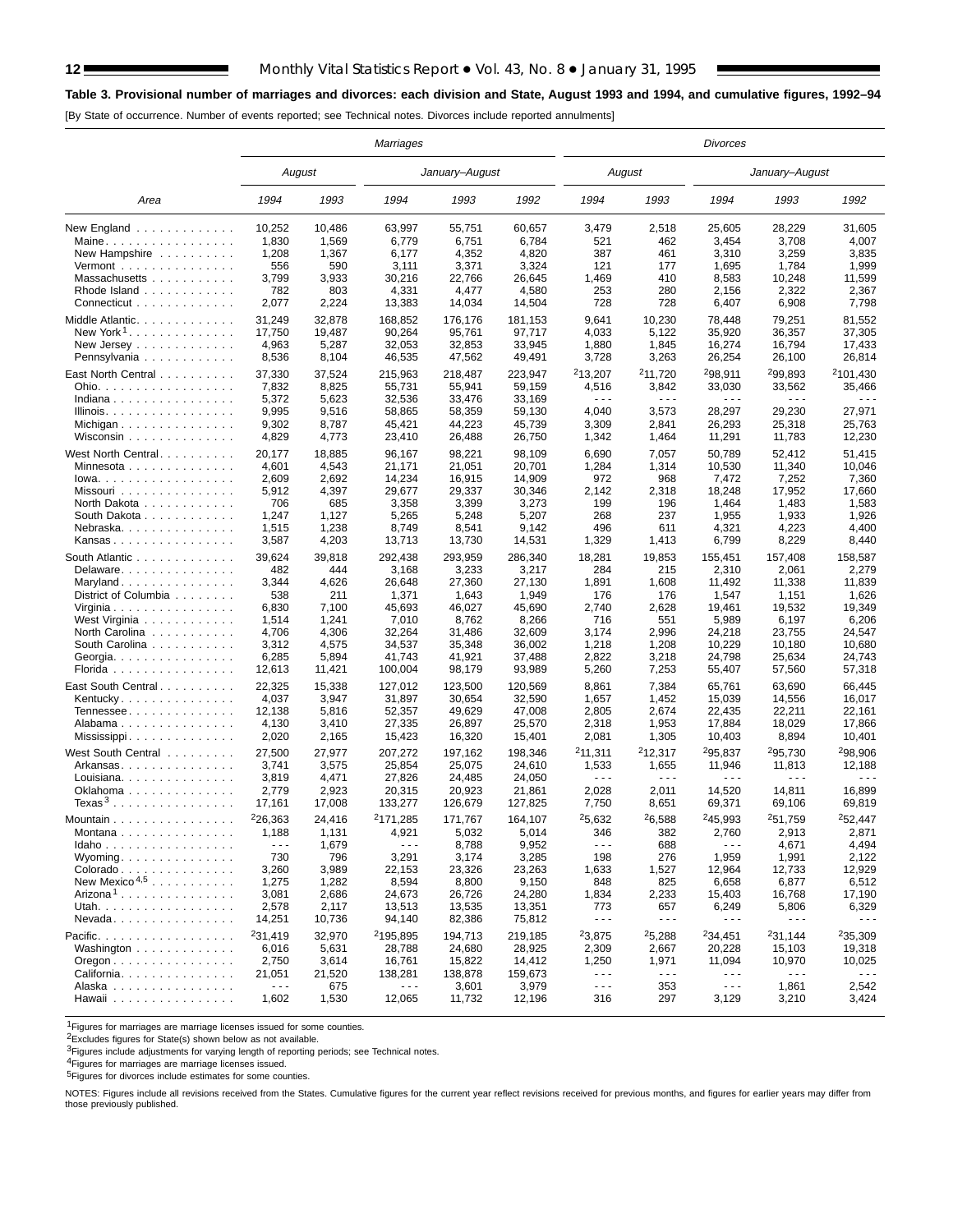**Table 3. Provisional number of marriages and divorces: each division and State, August 1993 and 1994, and cumulative figures, 1992–94**

[By State of occurrence. Number of events reported; see Technical notes. Divorces include reported annulments]

| Area | Marriages | | | | | Divorces | | | | |
|---|---|---|---|---|---|---|---|---|---|---|
| | August | | January–August | | | August | | January–August | | |
| | 1994 | 1993 | 1994 | 1993 | 1992 | 1994 | 1993 | 1994 | 1993 | 1992 |
| New England | 10,252 | 10,486 | 63,997 | 55,751 | 60,657 | 3,479 | 2,518 | 25,605 | 28,229 | 31,605 |
| Maine | 1,830 | 1,569 | 6,779 | 6,751 | 6,784 | 521 | 462 | 3,454 | 3,708 | 4,007 |
| New Hampshire | 1,208 | 1,367 | 6,177 | 4,352 | 4,820 | 387 | 461 | 3,310 | 3,259 | 3,835 |
| Vermont | 556 | 590 | 3,111 | 3,371 | 3,324 | 121 | 177 | 1,695 | 1,784 | 1,999 |
| Massachusetts | 3,799 | 3,933 | 30,216 | 22,766 | 26,645 | 1,469 | 410 | 8,583 | 10,248 | 11,599 |
| Rhode Island | 782 | 803 | 4,331 | 4,477 | 4,580 | 253 | 280 | 2,156 | 2,322 | 2,367 |
| Connecticut | 2,077 | 2,224 | 13,383 | 14,034 | 14,504 | 728 | 728 | 6,407 | 6,908 | 7,798 |
| Middle Atlantic | 31,249 | 32,878 | 168,852 | 176,176 | 181,153 | 9,641 | 10,230 | 78,448 | 79,251 | 81,552 |
| New York[1] | 17,750 | 19,487 | 90,264 | 95,761 | 97,717 | 4,033 | 5,122 | 35,920 | 36,357 | 37,305 |
| New Jersey | 4,963 | 5,287 | 32,053 | 32,853 | 33,945 | 1,880 | 1,845 | 16,274 | 16,794 | 17,433 |
| Pennsylvania | 8,536 | 8,104 | 46,535 | 47,562 | 49,491 | 3,728 | 3,263 | 26,254 | 26,100 | 26,814 |
| East North Central | 37,330 | 37,524 | 215,963 | 218,487 | 223,947 | [2]13,207 | [2]11,720 | [2]98,911 | [2]99,893 | [2]101,430 |
| Ohio | 7,832 | 8,825 | 55,731 | 55,941 | 59,159 | 4,516 | 3,842 | 33,030 | 33,562 | 35,466 |
| Indiana | 5,372 | 5,623 | 32,536 | 33,476 | 33,169 | - - - | - - - | - - - | - - - | - - - |
| Illinois | 9,995 | 9,516 | 58,865 | 58,359 | 59,130 | 4,040 | 3,573 | 28,297 | 29,230 | 27,971 |
| Michigan | 9,302 | 8,787 | 45,421 | 44,223 | 45,739 | 3,309 | 2,841 | 26,293 | 25,318 | 25,763 |
| Wisconsin | 4,829 | 4,773 | 23,410 | 26,488 | 26,750 | 1,342 | 1,464 | 11,291 | 11,783 | 12,230 |
| West North Central | 20,177 | 18,885 | 96,167 | 98,221 | 98,109 | 6,690 | 7,057 | 50,789 | 52,412 | 51,415 |
| Minnesota | 4,601 | 4,543 | 21,171 | 21,051 | 20,701 | 1,284 | 1,314 | 10,530 | 11,340 | 10,046 |
| Iowa | 2,609 | 2,692 | 14,234 | 16,915 | 14,909 | 972 | 968 | 7,472 | 7,252 | 7,360 |
| Missouri | 5,912 | 4,397 | 29,677 | 29,337 | 30,346 | 2,142 | 2,318 | 18,248 | 17,952 | 17,660 |
| North Dakota | 706 | 685 | 3,358 | 3,399 | 3,273 | 199 | 196 | 1,464 | 1,483 | 1,583 |
| South Dakota | 1,247 | 1,127 | 5,265 | 5,248 | 5,207 | 268 | 237 | 1,955 | 1,933 | 1,926 |
| Nebraska | 1,515 | 1,238 | 8,749 | 8,541 | 9,142 | 496 | 611 | 4,321 | 4,223 | 4,400 |
| Kansas | 3,587 | 4,203 | 13,713 | 13,730 | 14,531 | 1,329 | 1,413 | 6,799 | 8,229 | 8,440 |
| South Atlantic | 39,624 | 39,818 | 292,438 | 293,959 | 286,340 | 18,281 | 19,853 | 155,451 | 157,408 | 158,587 |
| Delaware | 482 | 444 | 3,168 | 3,233 | 3,217 | 284 | 215 | 2,310 | 2,061 | 2,279 |
| Maryland | 3,344 | 4,626 | 26,648 | 27,360 | 27,130 | 1,891 | 1,608 | 11,492 | 11,338 | 11,839 |
| District of Columbia | 538 | 211 | 1,371 | 1,643 | 1,949 | 176 | 176 | 1,547 | 1,151 | 1,626 |
| Virginia | 6,830 | 7,100 | 45,693 | 46,027 | 45,690 | 2,740 | 2,628 | 19,461 | 19,532 | 19,349 |
| West Virginia | 1,514 | 1,241 | 7,010 | 8,762 | 8,266 | 716 | 551 | 5,989 | 6,197 | 6,206 |
| North Carolina | 4,706 | 4,306 | 32,264 | 31,486 | 32,609 | 3,174 | 2,996 | 24,218 | 23,755 | 24,547 |
| South Carolina | 3,312 | 4,575 | 34,537 | 35,348 | 36,002 | 1,218 | 1,208 | 10,229 | 10,180 | 10,680 |
| Georgia | 6,285 | 5,894 | 41,743 | 41,921 | 37,488 | 2,822 | 3,218 | 24,798 | 25,634 | 24,743 |
| Florida | 12,613 | 11,421 | 100,004 | 98,179 | 93,989 | 5,260 | 7,253 | 55,407 | 57,560 | 57,318 |
| East South Central | 22,325 | 15,338 | 127,012 | 123,500 | 120,569 | 8,861 | 7,384 | 65,761 | 63,690 | 66,445 |
| Kentucky | 4,037 | 3,947 | 31,897 | 30,654 | 32,590 | 1,657 | 1,452 | 15,039 | 14,556 | 16,017 |
| Tennessee | 12,138 | 5,816 | 52,357 | 49,629 | 47,008 | 2,805 | 2,674 | 22,435 | 22,211 | 22,161 |
| Alabama | 4,130 | 3,410 | 27,335 | 26,897 | 25,570 | 2,318 | 1,953 | 17,884 | 18,029 | 17,866 |
| Mississippi | 2,020 | 2,165 | 15,423 | 16,320 | 15,401 | 2,081 | 1,305 | 10,403 | 8,894 | 10,401 |
| West South Central | 27,500 | 27,977 | 207,272 | 197,162 | 198,346 | [2]11,311 | [2]12,317 | [2]95,837 | [2]95,730 | [2]98,906 |
| Arkansas | 3,741 | 3,575 | 25,854 | 25,075 | 24,610 | 1,533 | 1,655 | 11,946 | 11,813 | 12,188 |
| Louisiana | 3,819 | 4,471 | 27,826 | 24,485 | 24,050 | - - - | - - - | - - - | - - - | - - - |
| Oklahoma | 2,779 | 2,923 | 20,315 | 20,923 | 21,861 | 2,028 | 2,011 | 14,520 | 14,811 | 16,899 |
| Texas[3] | 17,161 | 17,008 | 133,277 | 126,679 | 127,825 | 7,750 | 8,651 | 69,371 | 69,106 | 69,819 |
| Mountain | [2]26,363 | 24,416 | [2]171,285 | 171,767 | 164,107 | [2]5,632 | [2]6,588 | [2]45,993 | [2]51,759 | [2]52,447 |
| Montana | 1,188 | 1,131 | 4,921 | 5,032 | 5,014 | 346 | 382 | 2,760 | 2,913 | 2,871 |
| Idaho | - - - | 1,679 | - - - | 8,788 | 9,952 | - - - | 688 | - - - | 4,671 | 4,494 |
| Wyoming | 730 | 796 | 3,291 | 3,174 | 3,285 | 198 | 276 | 1,959 | 1,991 | 2,122 |
| Colorado | 3,260 | 3,989 | 22,153 | 23,326 | 23,263 | 1,633 | 1,527 | 12,964 | 12,733 | 12,929 |
| New Mexico[4,5] | 1,275 | 1,282 | 8,594 | 8,800 | 9,150 | 848 | 825 | 6,658 | 6,877 | 6,512 |
| Arizona[1] | 3,081 | 2,686 | 24,673 | 26,726 | 24,280 | 1,834 | 2,233 | 15,403 | 16,768 | 17,190 |
| Utah | 2,578 | 2,117 | 13,513 | 13,535 | 13,351 | 773 | 657 | 6,249 | 5,806 | 6,329 |
| Nevada | 14,251 | 10,736 | 94,140 | 82,386 | 75,812 | - - - | - - - | - - - | - - - | - - - |
| Pacific | [2]31,419 | 32,970 | [2]195,895 | 194,713 | 219,185 | [2]3,875 | [2]5,288 | [2]34,451 | [2]31,144 | [2]35,309 |
| Washington | 6,016 | 5,631 | 28,788 | 24,680 | 28,925 | 2,309 | 2,667 | 20,228 | 15,103 | 19,318 |
| Oregon | 2,750 | 3,614 | 16,761 | 15,822 | 14,412 | 1,250 | 1,971 | 11,094 | 10,970 | 10,025 |
| California | 21,051 | 21,520 | 138,281 | 138,878 | 159,673 | - - - | - - - | - - - | - - - | - - - |
| Alaska | - - - | 675 | - - - | 3,601 | 3,979 | - - - | 353 | - - - | 1,861 | 2,542 |
| Hawaii | 1,602 | 1,530 | 12,065 | 11,732 | 12,196 | 316 | 297 | 3,129 | 3,210 | 3,424 |

[1]Figures for marriages are marriage licenses issued for some counties.
[2]Excludes figures for State(s) shown below as not available.
[3]Figures include adjustments for varying length of reporting periods; see Technical notes.
[4]Figures for marriages are marriage licenses issued.
[5]Figures for divorces include estimates for some counties.

NOTES: Figures include all revisions received from the States. Cumulative figures for the current year reflect revisions received for previous months, and figures for earlier years may differ from those previously published.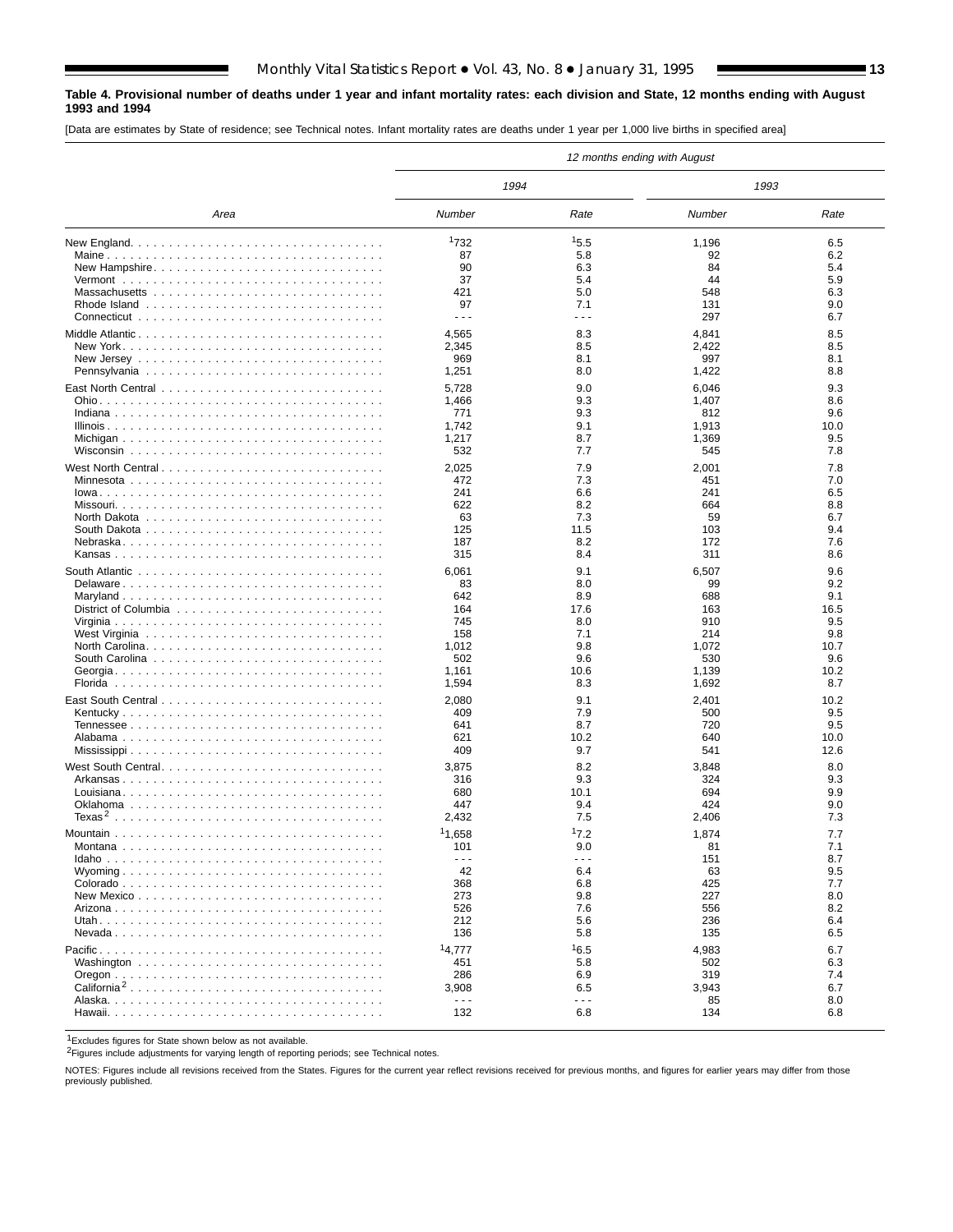**Table 4. Provisional number of deaths under 1 year and infant mortality rates: each division and State, 12 months ending with August 1993 and 1994**

[Data are estimates by State of residence; see Technical notes. Infant mortality rates are deaths under 1 year per 1,000 live births in specified area]

| Area | 12 months ending with August | | | |
|---|---|---|---|---|
| | 1994 | | 1993 | |
| | Number | Rate | Number | Rate |
| New England | [1]732 | [1]5.5 | 1,196 | 6.5 |
| Maine | 87 | 5.8 | 92 | 6.2 |
| New Hampshire | 90 | 6.3 | 84 | 5.4 |
| Vermont | 37 | 5.4 | 44 | 5.9 |
| Massachusetts | 421 | 5.0 | 548 | 6.3 |
| Rhode Island | 97 | 7.1 | 131 | 9.0 |
| Connecticut | - - - | - - - | 297 | 6.7 |
| Middle Atlantic | 4,565 | 8.3 | 4,841 | 8.5 |
| New York | 2,345 | 8.5 | 2,422 | 8.5 |
| New Jersey | 969 | 8.1 | 997 | 8.1 |
| Pennsylvania | 1,251 | 8.0 | 1,422 | 8.8 |
| East North Central | 5,728 | 9.0 | 6,046 | 9.3 |
| Ohio | 1,466 | 9.3 | 1,407 | 8.6 |
| Indiana | 771 | 9.3 | 812 | 9.6 |
| Illinois | 1,742 | 9.1 | 1,913 | 10.0 |
| Michigan | 1,217 | 8.7 | 1,369 | 9.5 |
| Wisconsin | 532 | 7.7 | 545 | 7.8 |
| West North Central | 2,025 | 7.9 | 2,001 | 7.8 |
| Minnesota | 472 | 7.3 | 451 | 7.0 |
| Iowa | 241 | 6.6 | 241 | 6.5 |
| Missouri | 622 | 8.2 | 664 | 8.8 |
| North Dakota | 63 | 7.3 | 59 | 6.7 |
| South Dakota | 125 | 11.5 | 103 | 9.4 |
| Nebraska | 187 | 8.2 | 172 | 7.6 |
| Kansas | 315 | 8.4 | 311 | 8.6 |
| South Atlantic | 6,061 | 9.1 | 6,507 | 9.6 |
| Delaware | 83 | 8.0 | 99 | 9.2 |
| Maryland | 642 | 8.9 | 688 | 9.1 |
| District of Columbia | 164 | 17.6 | 163 | 16.5 |
| Virginia | 745 | 8.0 | 910 | 9.5 |
| West Virginia | 158 | 7.1 | 214 | 9.8 |
| North Carolina | 1,012 | 9.8 | 1,072 | 10.7 |
| South Carolina | 502 | 9.6 | 530 | 9.6 |
| Georgia | 1,161 | 10.6 | 1,139 | 10.2 |
| Florida | 1,594 | 8.3 | 1,692 | 8.7 |
| East South Central | 2,080 | 9.1 | 2,401 | 10.2 |
| Kentucky | 409 | 7.9 | 500 | 9.5 |
| Tennessee | 641 | 8.7 | 720 | 9.5 |
| Alabama | 621 | 10.2 | 640 | 10.0 |
| Mississippi | 409 | 9.7 | 541 | 12.6 |
| West South Central | 3,875 | 8.2 | 3,848 | 8.0 |
| Arkansas | 316 | 9.3 | 324 | 9.3 |
| Louisiana | 680 | 10.1 | 694 | 9.9 |
| Oklahoma | 447 | 9.4 | 424 | 9.0 |
| Texas[2] | 2,432 | 7.5 | 2,406 | 7.3 |
| Mountain | [1]1,658 | [1]7.2 | 1,874 | 7.7 |
| Montana | 101 | 9.0 | 81 | 7.1 |
| Idaho | - - - | - - - | 151 | 8.7 |
| Wyoming | 42 | 6.4 | 63 | 9.5 |
| Colorado | 368 | 6.8 | 425 | 7.7 |
| New Mexico | 273 | 9.8 | 227 | 8.0 |
| Arizona | 526 | 7.6 | 556 | 8.2 |
| Utah | 212 | 5.6 | 236 | 6.4 |
| Nevada | 136 | 5.8 | 135 | 6.5 |
| Pacific | [1]4,777 | [1]6.5 | 4,983 | 6.7 |
| Washington | 451 | 5.8 | 502 | 6.3 |
| Oregon | 286 | 6.9 | 319 | 7.4 |
| California[2] | 3,908 | 6.5 | 3,943 | 6.7 |
| Alaska | - - - | - - - | 85 | 8.0 |
| Hawaii | 132 | 6.8 | 134 | 6.8 |

[1]Excludes figures for State shown below as not available.
[2]Figures include adjustments for varying length of reporting periods; see Technical notes.

NOTES: Figures include all revisions received from the States. Figures for the current year reflect revisions received for previous months, and figures for earlier years may differ from those previously published.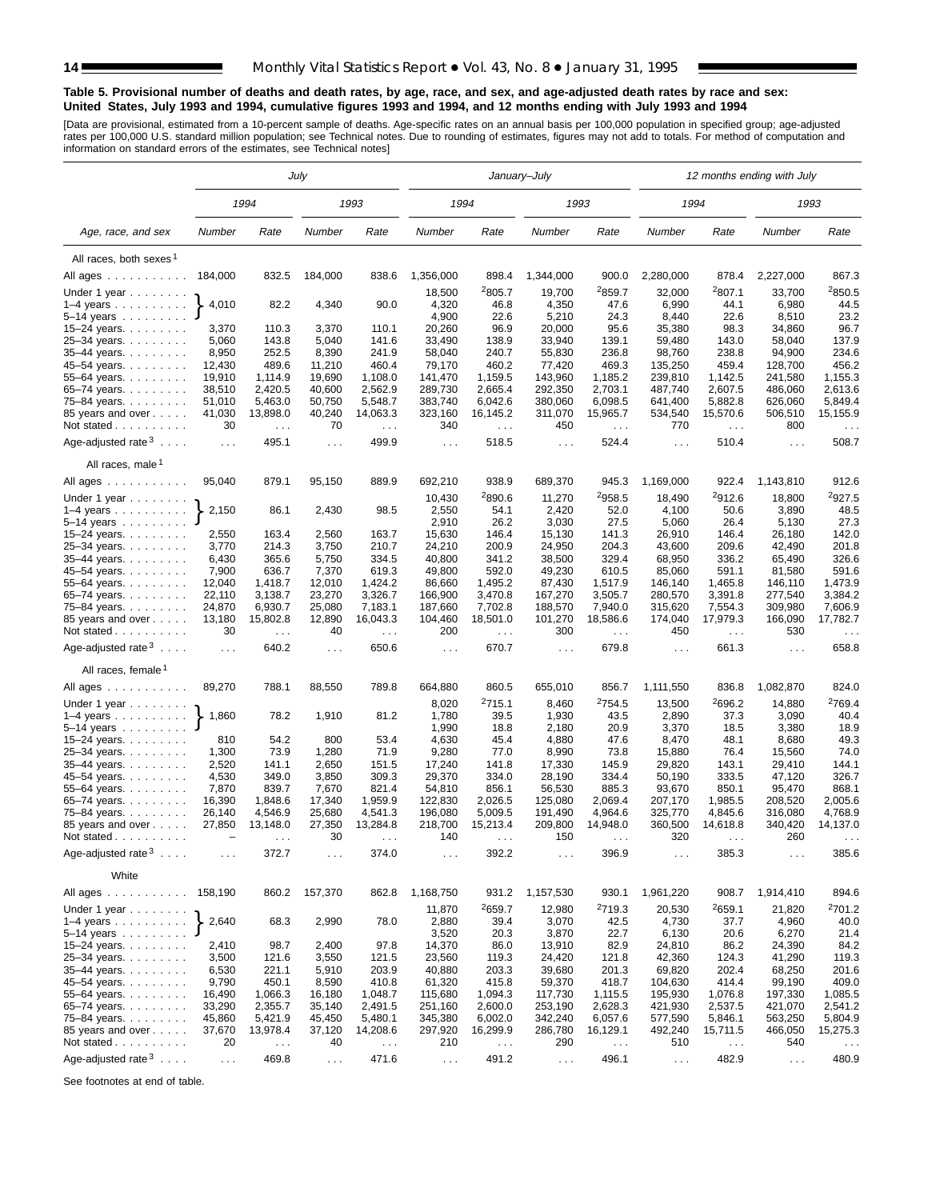**Table 5. Provisional number of deaths and death rates, by age, race, and sex, and age-adjusted death rates by race and sex: United States, July 1993 and 1994, cumulative figures 1993 and 1994, and 12 months ending with July 1993 and 1994**

[Data are provisional, estimated from a 10-percent sample of deaths. Age-specific rates on an annual basis per 100,000 population in specified group; age-adjusted rates per 100,000 U.S. standard million population; see Technical notes. Due to rounding of estimates, figures may not add to totals. For method of computation and information on standard errors of the estimates, see Technical notes]

| Age, race, and sex | July | | | | January–July | | | | 12 months ending with July | | | |
|---|---|---|---|---|---|---|---|---|---|---|---|---|
| | 1994 | | 1993 | | 1994 | | 1993 | | 1994 | | 1993 | |
| | Number | Rate | Number | Rate | Number | Rate | Number | Rate | Number | Rate | Number | Rate |
| All races, both sexes[1] | | | | | | | | | | | | |
| All ages | 184,000 | 832.5 | 184,000 | 838.6 | 1,356,000 | 898.4 | 1,344,000 | 900.0 | 2,280,000 | 878.4 | 2,227,000 | 867.3 |
| Under 1 year | 4,010 | 82.2 | 4,340 | 90.0 | 18,500 | [2]805.7 | 19,700 | [2]859.7 | 32,000 | [2]807.1 | 33,700 | [2]850.5 |
| 1–4 years | | | | | 4,320 | 46.8 | 4,350 | 47.6 | 6,990 | 44.1 | 6,980 | 44.5 |
| 5–14 years | | | | | 4,900 | 22.6 | 5,210 | 24.3 | 8,440 | 22.6 | 8,510 | 23.2 |
| 15–24 years | 3,370 | 110.3 | 3,370 | 110.1 | 20,260 | 96.9 | 20,000 | 95.6 | 35,380 | 98.3 | 34,860 | 96.7 |
| 25–34 years | 5,060 | 143.8 | 5,040 | 141.6 | 33,490 | 138.9 | 33,940 | 139.1 | 59,480 | 143.0 | 58,040 | 137.9 |
| 35–44 years | 8,950 | 252.5 | 8,390 | 241.9 | 58,040 | 240.7 | 55,830 | 236.8 | 98,760 | 238.8 | 94,900 | 234.6 |
| 45–54 years | 12,430 | 489.6 | 11,210 | 460.4 | 79,170 | 460.2 | 77,420 | 469.3 | 135,250 | 459.4 | 128,700 | 456.2 |
| 55–64 years | 19,910 | 1,114.9 | 19,690 | 1,108.0 | 141,470 | 1,159.5 | 143,960 | 1,185.2 | 239,810 | 1,142.5 | 241,580 | 1,155.3 |
| 65–74 years | 38,510 | 2,420.5 | 40,600 | 2,562.9 | 289,730 | 2,665.4 | 292,350 | 2,703.1 | 487,740 | 2,607.5 | 486,060 | 2,613.6 |
| 75–84 years | 51,010 | 5,463.0 | 50,750 | 5,548.7 | 383,740 | 6,042.6 | 380,060 | 6,098.5 | 641,400 | 5,882.8 | 626,060 | 5,849.4 |
| 85 years and over | 41,030 | 13,898.0 | 40,240 | 14,063.3 | 323,160 | 16,145.2 | 311,070 | 15,965.7 | 534,540 | 15,570.6 | 506,510 | 15,155.9 |
| Not stated | 30 | . . . | 70 | . . . | 340 | . . . | 450 | . . . | 770 | . . . | 800 | . . . |
| Age-adjusted rate[3] | . . . | 495.1 | . . . | 499.9 | . . . | 518.5 | . . . | 524.4 | . . . | 510.4 | . . . | 508.7 |
| All races, male[1] | | | | | | | | | | | | |
| All ages | 95,040 | 879.1 | 95,150 | 889.9 | 692,210 | 938.9 | 689,370 | 945.3 | 1,169,000 | 922.4 | 1,143,810 | 912.6 |
| Under 1 year | 2,150 | 86.1 | 2,430 | 98.5 | 10,430 | [2]890.6 | 11,270 | [2]958.5 | 18,490 | [2]912.6 | 18,800 | [2]927.5 |
| 1–4 years | | | | | 2,550 | 54.1 | 2,420 | 52.0 | 4,100 | 50.6 | 3,890 | 48.5 |
| 5–14 years | | | | | 2,910 | 26.2 | 3,030 | 27.5 | 5,060 | 26.4 | 5,130 | 27.3 |
| 15–24 years | 2,550 | 163.4 | 2,560 | 163.7 | 15,630 | 146.4 | 15,130 | 141.3 | 26,910 | 146.4 | 26,180 | 142.0 |
| 25–34 years | 3,770 | 214.3 | 3,750 | 210.7 | 24,210 | 200.9 | 24,950 | 204.3 | 43,600 | 209.6 | 42,490 | 201.8 |
| 35–44 years | 6,430 | 365.6 | 5,750 | 334.5 | 40,800 | 341.2 | 38,500 | 329.4 | 68,950 | 336.2 | 65,490 | 326.6 |
| 45–54 years | 7,900 | 636.7 | 7,370 | 619.3 | 49,800 | 592.0 | 49,230 | 610.5 | 85,060 | 591.1 | 81,580 | 591.6 |
| 55–64 years | 12,040 | 1,418.7 | 12,010 | 1,424.2 | 86,660 | 1,495.2 | 87,430 | 1,517.9 | 146,140 | 1,465.8 | 146,110 | 1,473.9 |
| 65–74 years | 22,110 | 3,138.7 | 23,270 | 3,326.7 | 166,900 | 3,470.8 | 167,270 | 3,505.7 | 280,570 | 3,391.8 | 277,540 | 3,384.2 |
| 75–84 years | 24,870 | 6,930.7 | 25,080 | 7,183.1 | 187,660 | 7,702.8 | 188,570 | 7,940.0 | 315,620 | 7,554.3 | 309,980 | 7,606.9 |
| 85 years and over | 13,180 | 15,802.8 | 12,890 | 16,043.3 | 104,460 | 18,501.0 | 101,270 | 18,586.6 | 174,040 | 17,979.3 | 166,090 | 17,782.7 |
| Not stated | 30 | . . . | 40 | . . . | 200 | . . . | 300 | . . . | 450 | . . . | 530 | . . . |
| Age-adjusted rate[3] | . . . | 640.2 | . . . | 650.6 | . . . | 670.7 | . . . | 679.8 | . . . | 661.3 | . . . | 658.8 |
| All races, female[1] | | | | | | | | | | | | |
| All ages | 89,270 | 788.1 | 88,550 | 789.8 | 664,880 | 860.5 | 655,010 | 856.7 | 1,111,550 | 836.8 | 1,082,870 | 824.0 |
| Under 1 year | 1,860 | 78.2 | 1,910 | 81.2 | 8,020 | [2]715.1 | 8,460 | [2]754.5 | 13,500 | [2]696.2 | 14,880 | [2]769.4 |
| 1–4 years | | | | | 1,780 | 39.5 | 1,930 | 43.5 | 2,890 | 37.3 | 3,090 | 40.4 |
| 5–14 years | | | | | 1,990 | 18.8 | 2,180 | 20.9 | 3,370 | 18.5 | 3,380 | 18.9 |
| 15–24 years | 810 | 54.2 | 800 | 53.4 | 4,630 | 45.4 | 4,880 | 47.6 | 8,470 | 48.1 | 8,680 | 49.3 |
| 25–34 years | 1,300 | 73.9 | 1,280 | 71.9 | 9,280 | 77.0 | 8,990 | 73.8 | 15,880 | 76.4 | 15,560 | 74.0 |
| 35–44 years | 2,520 | 141.1 | 2,650 | 151.5 | 17,240 | 141.8 | 17,330 | 145.9 | 29,820 | 143.1 | 29,410 | 144.1 |
| 45–54 years | 4,530 | 349.0 | 3,850 | 309.3 | 29,370 | 334.0 | 28,190 | 334.4 | 50,190 | 333.5 | 47,120 | 326.7 |
| 55–64 years | 7,870 | 839.7 | 7,670 | 821.4 | 54,810 | 856.1 | 56,530 | 885.3 | 93,670 | 850.1 | 95,470 | 868.1 |
| 65–74 years | 16,390 | 1,848.6 | 17,340 | 1,959.9 | 122,830 | 2,026.5 | 125,080 | 2,069.4 | 207,170 | 1,985.5 | 208,520 | 2,005.6 |
| 75–84 years | 26,140 | 4,546.9 | 25,680 | 4,541.3 | 196,080 | 5,009.5 | 191,490 | 4,964.6 | 325,770 | 4,845.6 | 316,080 | 4,768.9 |
| 85 years and over | 27,850 | 13,148.0 | 27,350 | 13,284.8 | 218,700 | 15,213.4 | 209,800 | 14,948.0 | 360,500 | 14,618.8 | 340,420 | 14,137.0 |
| Not stated | – | . . . | 30 | . . . | 140 | . . . | 150 | . . . | 320 | . . . | 260 | . . . |
| Age-adjusted rate[3] | . . . | 372.7 | . . . | 374.0 | . . . | 392.2 | . . . | 396.9 | . . . | 385.3 | . . . | 385.6 |
| White | | | | | | | | | | | | |
| All ages | 158,190 | 860.2 | 157,370 | 862.8 | 1,168,750 | 931.2 | 1,157,530 | 930.1 | 1,961,220 | 908.7 | 1,914,410 | 894.6 |
| Under 1 year | 2,640 | 68.3 | 2,990 | 78.0 | 11,870 | [2]659.7 | 12,980 | [2]719.3 | 20,530 | [2]659.1 | 21,820 | [2]701.2 |
| 1–4 years | | | | | 2,880 | 39.4 | 3,070 | 42.5 | 4,730 | 37.7 | 4,960 | 40.0 |
| 5–14 years | | | | | 3,520 | 20.3 | 3,870 | 22.7 | 6,130 | 20.6 | 6,270 | 21.4 |
| 15–24 years | 2,410 | 98.7 | 2,400 | 97.8 | 14,370 | 86.0 | 13,910 | 82.9 | 24,810 | 86.2 | 24,390 | 84.2 |
| 25–34 years | 3,500 | 121.6 | 3,550 | 121.5 | 23,560 | 119.3 | 24,420 | 121.8 | 42,360 | 124.3 | 41,290 | 119.3 |
| 35–44 years | 6,530 | 221.1 | 5,910 | 203.9 | 40,880 | 203.3 | 39,680 | 201.3 | 69,820 | 202.4 | 68,250 | 201.6 |
| 45–54 years | 9,790 | 450.1 | 8,590 | 410.8 | 61,320 | 415.8 | 59,370 | 418.7 | 104,630 | 414.4 | 99,190 | 409.0 |
| 55–64 years | 16,490 | 1,066.3 | 16,180 | 1,048.7 | 115,680 | 1,094.3 | 117,730 | 1,115.5 | 195,930 | 1,076.8 | 197,330 | 1,085.5 |
| 65–74 years | 33,290 | 2,355.7 | 35,140 | 2,491.5 | 251,160 | 2,600.0 | 253,190 | 2,628.3 | 421,930 | 2,537.5 | 421,070 | 2,541.2 |
| 75–84 years | 45,860 | 5,421.9 | 45,450 | 5,480.1 | 345,380 | 6,002.0 | 342,240 | 6,057.6 | 577,590 | 5,846.1 | 563,250 | 5,804.9 |
| 85 years and over | 37,670 | 13,978.4 | 37,120 | 14,208.6 | 297,920 | 16,299.9 | 286,780 | 16,129.1 | 492,240 | 15,711.5 | 466,050 | 15,275.3 |
| Not stated | 20 | . . . | 40 | . . . | 210 | . . . | 290 | . . . | 510 | . . . | 540 | . . . |
| Age-adjusted rate[3] | . . . | 469.8 | . . . | 471.6 | . . . | 491.2 | . . . | 496.1 | . . . | 482.9 | . . . | 480.9 |

Note: In the July columns, the figures shown on the "Under 1 year" rows are a single combined figure bracketed across the Under 1 year, 1–4 years, and 5–14 years rows.

See footnotes at end of table.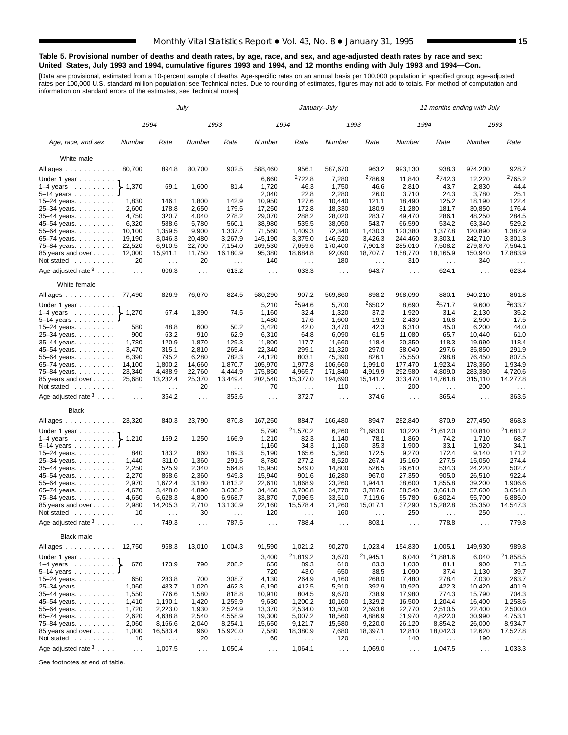**Table 5. Provisional number of deaths and death rates, by age, race, and sex, and age-adjusted death rates by race and sex: United States, July 1993 and 1994, cumulative figures 1993 and 1994, and 12 months ending with July 1993 and 1994—Con.**

[Data are provisional, estimated from a 10-percent sample of deaths. Age-specific rates on an annual basis per 100,000 population in specified group; age-adjusted rates per 100,000 U.S. standard million population; see Technical notes. Due to rounding of estimates, figures may not add to totals. For method of computation and information on standard errors of the estimates, see Technical notes]

| Age, race, and sex | July | | | | January–July | | | | 12 months ending with July | | | |
|---|---|---|---|---|---|---|---|---|---|---|---|---|
| | 1994 | | 1993 | | 1994 | | 1993 | | 1994 | | 1993 | |
| | Number | Rate | Number | Rate | Number | Rate | Number | Rate | Number | Rate | Number | Rate |
| **White male** | | | | | | | | | | | | |
| All ages | 80,700 | 894.8 | 80,700 | 902.5 | 588,460 | 956.1 | 587,670 | 963.2 | 993,130 | 938.3 | 974,200 | 928.7 |
| Under 1 year | 1,370 | 69.1 | 1,600 | 81.4 | 6,660 | [2]722.8 | 7,280 | [2]786.9 | 11,840 | [2]742.3 | 12,220 | [2]765.2 |
| 1–4 years | | | | | 1,720 | 46.3 | 1,750 | 46.6 | 2,810 | 43.7 | 2,830 | 44.4 |
| 5–14 years | | | | | 2,040 | 22.8 | 2,280 | 26.0 | 3,710 | 24.3 | 3,780 | 25.1 |
| 15–24 years | 1,830 | 146.1 | 1,800 | 142.9 | 10,950 | 127.6 | 10,440 | 121.1 | 18,490 | 125.2 | 18,190 | 122.4 |
| 25–34 years | 2,600 | 178.8 | 2,650 | 179.5 | 17,250 | 172.8 | 18,330 | 180.9 | 31,280 | 181.7 | 30,850 | 176.4 |
| 35–44 years | 4,750 | 320.7 | 4,040 | 278.2 | 29,070 | 288.2 | 28,020 | 283.7 | 49,470 | 286.1 | 48,250 | 284.5 |
| 45–54 years | 6,320 | 588.6 | 5,780 | 560.1 | 38,980 | 535.5 | 38,050 | 543.7 | 66,590 | 534.2 | 63,340 | 529.2 |
| 55–64 years | 10,100 | 1,359.5 | 9,900 | 1,337.7 | 71,560 | 1,409.3 | 72,340 | 1,430.3 | 120,380 | 1,377.8 | 120,890 | 1,387.9 |
| 65–74 years | 19,190 | 3,046.3 | 20,480 | 3,267.9 | 145,190 | 3,375.0 | 146,520 | 3,426.3 | 244,460 | 3,303.1 | 242,710 | 3,301.3 |
| 75–84 years | 22,520 | 6,910.5 | 22,700 | 7,154.0 | 169,530 | 7,659.6 | 170,400 | 7,901.3 | 285,010 | 7,508.2 | 279,870 | 7,564.1 |
| 85 years and over | 12,000 | 15,911.1 | 11,750 | 16,180.9 | 95,380 | 18,684.8 | 92,090 | 18,707.7 | 158,770 | 18,165.9 | 150,940 | 17,883.9 |
| Not stated | 20 | . . . | 20 | . . . | 140 | . . . | 180 | . . . | 310 | . . . | 340 | . . . |
| Age-adjusted rate[3] | . . . | 606.3 | . . . | 613.2 | . . . | 633.3 | . . . | 643.7 | . . . | 624.1 | . . . | 623.4 |
| **White female** | | | | | | | | | | | | |
| All ages | 77,490 | 826.9 | 76,670 | 824.5 | 580,290 | 907.2 | 569,860 | 898.2 | 968,090 | 880.1 | 940,210 | 861.8 |
| Under 1 year | 1,270 | 67.4 | 1,390 | 74.5 | 5,210 | [2]594.6 | 5,700 | [2]650.2 | 8,690 | [2]571.7 | 9,600 | [2]633.7 |
| 1–4 years | | | | | 1,160 | 32.4 | 1,320 | 37.2 | 1,920 | 31.4 | 2,130 | 35.2 |
| 5–14 years | | | | | 1,480 | 17.6 | 1,600 | 19.2 | 2,430 | 16.8 | 2,500 | 17.5 |
| 15–24 years | 580 | 48.8 | 600 | 50.2 | 3,420 | 42.0 | 3,470 | 42.3 | 6,310 | 45.0 | 6,200 | 44.0 |
| 25–34 years | 900 | 63.2 | 910 | 62.9 | 6,310 | 64.8 | 6,090 | 61.5 | 11,080 | 65.7 | 10,440 | 61.0 |
| 35–44 years | 1,780 | 120.9 | 1,870 | 129.3 | 11,800 | 117.7 | 11,660 | 118.4 | 20,350 | 118.3 | 19,990 | 118.4 |
| 45–54 years | 3,470 | 315.1 | 2,810 | 265.4 | 22,340 | 299.1 | 21,320 | 297.0 | 38,040 | 297.6 | 35,850 | 291.9 |
| 55–64 years | 6,390 | 795.2 | 6,280 | 782.3 | 44,120 | 803.1 | 45,390 | 826.1 | 75,550 | 798.8 | 76,450 | 807.5 |
| 65–74 years | 14,100 | 1,800.2 | 14,660 | 1,870.7 | 105,970 | 1,977.8 | 106,660 | 1,991.0 | 177,470 | 1,923.4 | 178,360 | 1,934.9 |
| 75–84 years | 23,340 | 4,488.9 | 22,760 | 4,444.9 | 175,850 | 4,965.7 | 171,840 | 4,919.9 | 292,580 | 4,809.0 | 283,380 | 4,720.6 |
| 85 years and over | 25,680 | 13,232.4 | 25,370 | 13,449.4 | 202,540 | 15,377.0 | 194,690 | 15,141.2 | 333,470 | 14,761.8 | 315,110 | 14,277.8 |
| Not stated | – | . . . | 20 | . . . | 70 | . . . | 110 | . . . | 200 | . . . | 200 | . . . |
| Age-adjusted rate[3] | . . . | 354.2 | . . . | 353.6 | . . . | 372.7 | . . . | 374.6 | . . . | 365.4 | . . . | 363.5 |
| **Black** | | | | | | | | | | | | |
| All ages | 23,320 | 840.3 | 23,790 | 870.8 | 167,250 | 884.7 | 166,480 | 894.7 | 282,840 | 870.9 | 277,450 | 868.3 |
| Under 1 year | 1,210 | 159.2 | 1,250 | 166.9 | 5,790 | [2]1,570.2 | 6,260 | [2]1,683.0 | 10,220 | [2]1,612.0 | 10,810 | [2]1,681.2 |
| 1–4 years | | | | | 1,210 | 82.3 | 1,140 | 78.1 | 1,860 | 74.2 | 1,710 | 68.7 |
| 5–14 years | | | | | 1,160 | 34.3 | 1,160 | 35.3 | 1,900 | 33.1 | 1,920 | 34.1 |
| 15–24 years | 840 | 183.2 | 860 | 189.3 | 5,190 | 165.6 | 5,360 | 172.5 | 9,270 | 172.4 | 9,140 | 171.2 |
| 25–34 years | 1,440 | 311.0 | 1,360 | 291.5 | 8,780 | 277.2 | 8,520 | 267.4 | 15,160 | 277.5 | 15,050 | 274.4 |
| 35–44 years | 2,250 | 525.9 | 2,340 | 564.8 | 15,950 | 549.0 | 14,800 | 526.5 | 26,610 | 534.3 | 24,220 | 502.7 |
| 45–54 years | 2,270 | 868.6 | 2,360 | 949.3 | 15,940 | 901.6 | 16,280 | 967.0 | 27,350 | 905.0 | 26,510 | 922.4 |
| 55–64 years | 2,970 | 1,672.4 | 3,180 | 1,813.2 | 22,610 | 1,868.9 | 23,260 | 1,944.1 | 38,600 | 1,855.8 | 39,200 | 1,906.6 |
| 65–74 years | 4,670 | 3,428.0 | 4,890 | 3,630.2 | 34,460 | 3,706.8 | 34,770 | 3,787.6 | 58,540 | 3,661.0 | 57,600 | 3,654.8 |
| 75–84 years | 4,650 | 6,628.3 | 4,800 | 6,968.7 | 33,870 | 7,096.5 | 33,510 | 7,119.6 | 55,780 | 6,802.4 | 55,700 | 6,885.0 |
| 85 years and over | 2,980 | 14,205.3 | 2,710 | 13,130.9 | 22,160 | 15,578.4 | 21,260 | 15,017.1 | 37,290 | 15,282.8 | 35,350 | 14,547.3 |
| Not stated | 10 | . . . | 30 | . . . | 120 | . . . | 160 | . . . | 250 | . . . | 250 | . . . |
| Age-adjusted rate[3] | . . . | 749.3 | . . . | 787.5 | . . . | 788.4 | . . . | 803.1 | . . . | 778.8 | . . . | 779.8 |
| **Black male** | | | | | | | | | | | | |
| All ages | 12,750 | 968.3 | 13,010 | 1,004.3 | 91,590 | 1,021.2 | 90,270 | 1,023.4 | 154,830 | 1,005.1 | 149,930 | 989.8 |
| Under 1 year | 670 | 173.9 | 790 | 208.2 | 3,400 | [2]1,819.2 | 3,670 | [2]1,945.1 | 6,040 | [2]1,881.6 | 6,040 | [2]1,858.5 |
| 1–4 years | | | | | 650 | 89.3 | 610 | 83.3 | 1,030 | 81.1 | 900 | 71.5 |
| 5–14 years | | | | | 720 | 43.0 | 650 | 38.5 | 1,090 | 37.4 | 1,130 | 39.7 |
| 15–24 years | 650 | 283.8 | 700 | 308.7 | 4,130 | 264.9 | 4,160 | 268.0 | 7,480 | 278.4 | 7,030 | 263.7 |
| 25–34 years | 1,060 | 483.7 | 1,020 | 462.3 | 6,190 | 412.5 | 5,910 | 392.9 | 10,920 | 422.3 | 10,420 | 401.9 |
| 35–44 years | 1,550 | 776.6 | 1,580 | 818.8 | 10,910 | 804.5 | 9,670 | 738.9 | 17,980 | 774.3 | 15,790 | 704.3 |
| 45–54 years | 1,410 | 1,190.1 | 1,420 | 1,259.9 | 9,630 | 1,200.2 | 10,160 | 1,329.2 | 16,500 | 1,204.4 | 16,400 | 1,258.6 |
| 55–64 years | 1,720 | 2,223.0 | 1,930 | 2,524.9 | 13,370 | 2,534.0 | 13,500 | 2,593.6 | 22,770 | 2,510.5 | 22,400 | 2,500.0 |
| 65–74 years | 2,620 | 4,638.8 | 2,540 | 4,558.9 | 19,300 | 5,007.2 | 18,560 | 4,886.9 | 31,970 | 4,822.0 | 30,990 | 4,753.1 |
| 75–84 years | 2,060 | 8,166.6 | 2,040 | 8,254.1 | 15,650 | 9,121.7 | 15,580 | 9,220.0 | 26,120 | 8,854.2 | 26,000 | 8,934.7 |
| 85 years and over | 1,000 | 16,583.4 | 960 | 15,920.0 | 7,580 | 18,380.9 | 7,680 | 18,397.1 | 12,810 | 18,042.3 | 12,620 | 17,527.8 |
| Not stated | 10 | . . . | 20 | . . . | 60 | . . . | 120 | . . . | 140 | . . . | 190 | . . . |
| Age-adjusted rate[3] | . . . | 1,007.5 | . . . | 1,050.4 | . . . | 1,064.1 | . . . | 1,069.0 | . . . | 1,047.5 | . . . | 1,033.3 |

Note: For July, the figures shown on the "Under 1 year" rows are combined figures for under 1 year, 1–4 years, and 5–14 years (shown bracketed together in the original).

See footnotes at end of table.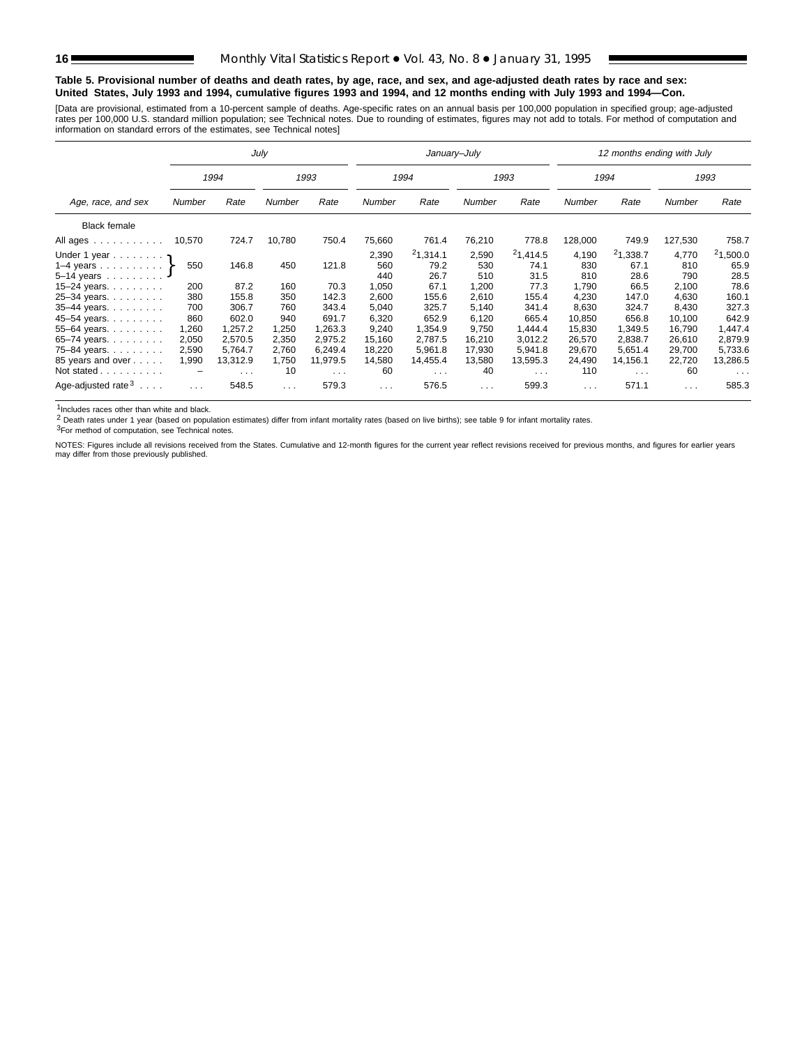**Table 5. Provisional number of deaths and death rates, by age, race, and sex, and age-adjusted death rates by race and sex: United States, July 1993 and 1994, cumulative figures 1993 and 1994, and 12 months ending with July 1993 and 1994—Con.**

[Data are provisional, estimated from a 10-percent sample of deaths. Age-specific rates on an annual basis per 100,000 population in specified group; age-adjusted rates per 100,000 U.S. standard million population; see Technical notes. Due to rounding of estimates, figures may not add to totals. For method of computation and information on standard errors of the estimates, see Technical notes]

| | July | | | | January–July | | | | 12 months ending with July | | | |
|---|---|---|---|---|---|---|---|---|---|---|---|---|
| | 1994 | | 1993 | | 1994 | | 1993 | | 1994 | | 1993 | |
| Age, race, and sex | Number | Rate | Number | Rate | Number | Rate | Number | Rate | Number | Rate | Number | Rate |
| Black female | | | | | | | | | | | | |
| All ages | 10,570 | 724.7 | 10,780 | 750.4 | 75,660 | 761.4 | 76,210 | 778.8 | 128,000 | 749.9 | 127,530 | 758.7 |
| Under 1 year | 550 | 146.8 | 450 | 121.8 | 2,390 | [2]1,314.1 | 2,590 | [2]1,414.5 | 4,190 | [2]1,338.7 | 4,770 | [2]1,500.0 |
| 1–4 years | | | | | 560 | 79.2 | 530 | 74.1 | 830 | 67.1 | 810 | 65.9 |
| 5–14 years | | | | | 440 | 26.7 | 510 | 31.5 | 810 | 28.6 | 790 | 28.5 |
| 15–24 years | 200 | 87.2 | 160 | 70.3 | 1,050 | 67.1 | 1,200 | 77.3 | 1,790 | 66.5 | 2,100 | 78.6 |
| 25–34 years | 380 | 155.8 | 350 | 142.3 | 2,600 | 155.6 | 2,610 | 155.4 | 4,230 | 147.0 | 4,630 | 160.1 |
| 35–44 years | 700 | 306.7 | 760 | 343.4 | 5,040 | 325.7 | 5,140 | 341.4 | 8,630 | 324.7 | 8,430 | 327.3 |
| 45–54 years | 860 | 602.0 | 940 | 691.7 | 6,320 | 652.9 | 6,120 | 665.4 | 10,850 | 656.8 | 10,100 | 642.9 |
| 55–64 years | 1,260 | 1,257.2 | 1,250 | 1,263.3 | 9,240 | 1,354.9 | 9,750 | 1,444.4 | 15,830 | 1,349.5 | 16,790 | 1,447.4 |
| 65–74 years | 2,050 | 2,570.5 | 2,350 | 2,975.2 | 15,160 | 2,787.5 | 16,210 | 3,012.2 | 26,570 | 2,838.7 | 26,610 | 2,879.9 |
| 75–84 years | 2,590 | 5,764.7 | 2,760 | 6,249.4 | 18,220 | 5,961.8 | 17,930 | 5,941.8 | 29,670 | 5,651.4 | 29,700 | 5,733.6 |
| 85 years and over | 1,990 | 13,312.9 | 1,750 | 11,979.5 | 14,580 | 14,455.4 | 13,580 | 13,595.3 | 24,490 | 14,156.1 | 22,720 | 13,286.5 |
| Not stated | – | . . . | 10 | . . . | 60 | . . . | 40 | . . . | 110 | . . . | 60 | . . . |
| Age-adjusted rate[3] | . . . | 548.5 | . . . | 579.3 | . . . | 576.5 | . . . | 599.3 | . . . | 571.1 | . . . | 585.3 |

Note: For July, the figures for Under 1 year, 1–4 years, and 5–14 years are combined (bracketed).

[1]Includes races other than white and black.

[2] Death rates under 1 year (based on population estimates) differ from infant mortality rates (based on live births); see table 9 for infant mortality rates.

[3]For method of computation, see Technical notes.

NOTES: Figures include all revisions received from the States. Cumulative and 12-month figures for the current year reflect revisions received for previous months, and figures for earlier years may differ from those previously published.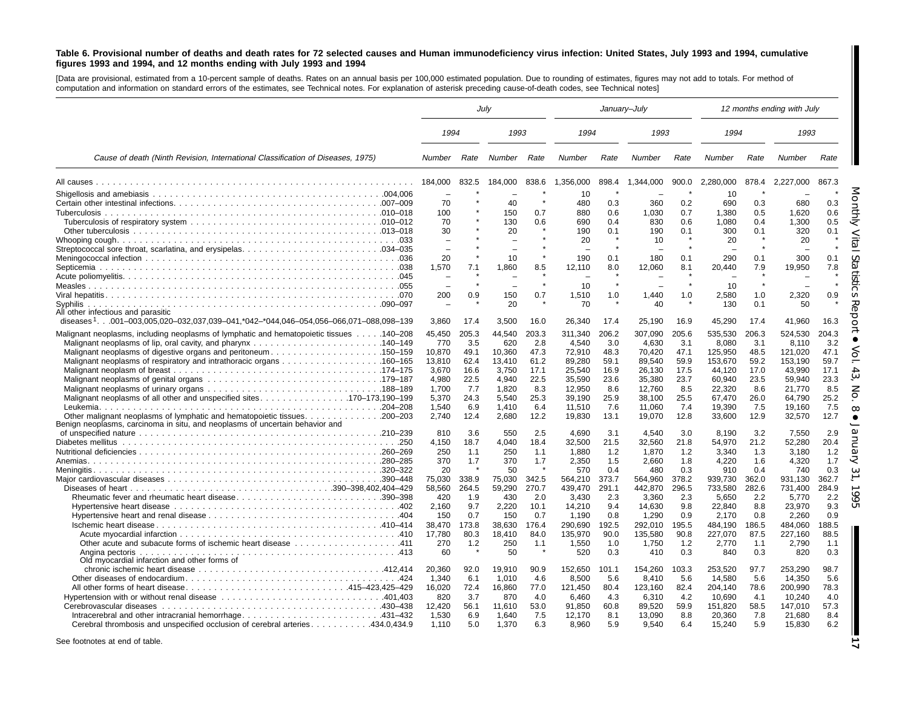**Table 6. Provisional number of deaths and death rates for 72 selected causes and Human immunodeficiency virus infection: United States, July 1993 and 1994, cumulative figures 1993 and 1994, and 12 months ending with July 1993 and 1994**

[Data are provisional, estimated from a 10-percent sample of deaths. Rates on an annual basis per 100,000 estimated population. Due to rounding of estimates, figures may not add to totals. For method of computation and information on standard errors of the estimates, see Technical notes. For explanation of asterisk preceding cause-of-death codes, see Technical notes]

| Cause of death (Ninth Revision, International Classification of Diseases, 1975) | July | | | | January–July | | | | 12 months ending with July | | | |
|---|---|---|---|---|---|---|---|---|---|---|---|---|
| | 1994 | | 1993 | | 1994 | | 1993 | | 1994 | | 1993 | |
| | Number | Rate | Number | Rate | Number | Rate | Number | Rate | Number | Rate | Number | Rate |
| All causes | 184,000 | 832.5 | 184,000 | 838.6 | 1,356,000 | 898.4 | 1,344,000 | 900.0 | 2,280,000 | 878.4 | 2,227,000 | 867.3 |
| Shigellosis and amebiasis .004,006 | – | * | – | * | 10 | * | – | * | 10 | * | – | * |
| Certain other intestinal infections .007–009 | 70 | * | 40 | * | 480 | 0.3 | 360 | 0.2 | 690 | 0.3 | 680 | 0.3 |
| Tuberculosis .010–018 | 100 | * | 150 | 0.7 | 880 | 0.6 | 1,030 | 0.7 | 1,380 | 0.5 | 1,620 | 0.6 |
| Tuberculosis of respiratory system .010–012 | 70 | * | 130 | 0.6 | 690 | 0.4 | 830 | 0.6 | 1,080 | 0.4 | 1,300 | 0.5 |
| Other tuberculosis .013–018 | 30 | * | 20 | * | 190 | 0.1 | 190 | 0.1 | 300 | 0.1 | 320 | 0.1 |
| Whooping cough .033 | – | * | – | * | 20 | * | 10 | * | 20 | * | 20 | * |
| Streptococcal sore throat, scarlatina, and erysipelas .034–035 | – | * | – | * | – | * | – | * | – | * | – | * |
| Meningococcal infection .036 | 20 | * | 10 | * | 190 | 0.1 | 180 | 0.1 | 290 | 0.1 | 300 | 0.1 |
| Septicemia .038 | 1,570 | 7.1 | 1,860 | 8.5 | 12,110 | 8.0 | 12,060 | 8.1 | 20,440 | 7.9 | 19,950 | 7.8 |
| Acute poliomyelitis .045 | – | * | – | * | – | * | – | * | – | * | – | * |
| Measles .055 | – | * | – | * | 10 | * | – | * | 10 | * | – | * |
| Viral hepatitis .070 | 200 | 0.9 | 150 | 0.7 | 1,510 | 1.0 | 1,440 | 1.0 | 2,580 | 1.0 | 2,320 | 0.9 |
| Syphilis .090–097 | – | * | 20 | * | 70 | * | 40 | * | 130 | 0.1 | 50 | * |
| All other infectious and parasitic diseases[1] .001–003,005,020–032,037,039–041,*042–*044,046–054,056–066,071–088,098–139 | 3,860 | 17.4 | 3,500 | 16.0 | 26,340 | 17.4 | 25,190 | 16.9 | 45,290 | 17.4 | 41,960 | 16.3 |
| Malignant neoplasms, including neoplasms of lymphatic and hematopoietic tissues .140–208 | 45,450 | 205.3 | 44,540 | 203.3 | 311,340 | 206.2 | 307,090 | 205.6 | 535,530 | 206.3 | 524,530 | 204.3 |
| Malignant neoplasms of lip, oral cavity, and pharynx .140–149 | 770 | 3.5 | 620 | 2.8 | 4,540 | 3.0 | 4,630 | 3.1 | 8,080 | 3.1 | 8,110 | 3.2 |
| Malignant neoplasms of digestive organs and peritoneum .150–159 | 10,870 | 49.1 | 10,360 | 47.3 | 72,910 | 48.3 | 70,420 | 47.1 | 125,950 | 48.5 | 121,020 | 47.1 |
| Malignant neoplasms of respiratory and intrathoracic organs .160–165 | 13,810 | 62.4 | 13,410 | 61.2 | 89,280 | 59.1 | 89,540 | 59.9 | 153,670 | 59.2 | 153,190 | 59.7 |
| Malignant neoplasm of breast .174–175 | 3,670 | 16.6 | 3,750 | 17.1 | 25,540 | 16.9 | 26,130 | 17.5 | 44,120 | 17.0 | 43,990 | 17.1 |
| Malignant neoplasms of genital organs .179–187 | 4,980 | 22.5 | 4,940 | 22.5 | 35,590 | 23.6 | 35,380 | 23.7 | 60,940 | 23.5 | 59,940 | 23.3 |
| Malignant neoplasms of urinary organs .188–189 | 1,700 | 7.7 | 1,820 | 8.3 | 12,950 | 8.6 | 12,760 | 8.5 | 22,320 | 8.6 | 21,770 | 8.5 |
| Malignant neoplasms of all other and unspecified sites .170–173,190–199 | 5,370 | 24.3 | 5,540 | 25.3 | 39,190 | 25.9 | 38,100 | 25.5 | 67,470 | 26.0 | 64,790 | 25.2 |
| Leukemia .204–208 | 1,540 | 6.9 | 1,410 | 6.4 | 11,510 | 7.6 | 11,060 | 7.4 | 19,390 | 7.5 | 19,160 | 7.5 |
| Other malignant neoplasms of lymphatic and hematopoietic tissues .200–203 | 2,740 | 12.4 | 2,680 | 12.2 | 19,830 | 13.1 | 19,070 | 12.8 | 33,600 | 12.9 | 32,570 | 12.7 |
| Benign neoplasms, carcinoma in situ, and neoplasms of uncertain behavior and of unspecified nature .210–239 | 810 | 3.6 | 550 | 2.5 | 4,690 | 3.1 | 4,540 | 3.0 | 8,190 | 3.2 | 7,550 | 2.9 |
| Diabetes mellitus .250 | 4,150 | 18.7 | 4,040 | 18.4 | 32,500 | 21.5 | 32,560 | 21.8 | 54,970 | 21.2 | 52,280 | 20.4 |
| Nutritional deficiencies .260–269 | 250 | 1.1 | 250 | 1.1 | 1,880 | 1.2 | 1,870 | 1.2 | 3,340 | 1.3 | 3,180 | 1.2 |
| Anemias .280–285 | 370 | 1.7 | 370 | 1.7 | 2,350 | 1.5 | 2,660 | 1.8 | 4,220 | 1.6 | 4,320 | 1.7 |
| Meningitis .320–322 | 20 | * | 50 | * | 570 | 0.4 | 480 | 0.3 | 910 | 0.4 | 740 | 0.3 |
| Major cardiovascular diseases .390–448 | 75,030 | 338.9 | 75,030 | 342.5 | 564,210 | 373.7 | 564,960 | 378.2 | 939,730 | 362.0 | 931,130 | 362.7 |
| Diseases of heart .390–398,402,404–429 | 58,560 | 264.5 | 59,290 | 270.7 | 439,470 | 291.1 | 442,870 | 296.5 | 733,580 | 282.6 | 731,400 | 284.9 |
| Rheumatic fever and rheumatic heart disease .390–398 | 420 | 1.9 | 430 | 2.0 | 3,430 | 2.3 | 3,360 | 2.3 | 5,650 | 2.2 | 5,770 | 2.2 |
| Hypertensive heart disease .402 | 2,160 | 9.7 | 2,220 | 10.1 | 14,210 | 9.4 | 14,630 | 9.8 | 22,840 | 8.8 | 23,970 | 9.3 |
| Hypertensive heart and renal disease .404 | 150 | 0.7 | 150 | 0.7 | 1,190 | 0.8 | 1,290 | 0.9 | 2,170 | 0.8 | 2,260 | 0.9 |
| Ischemic heart disease .410–414 | 38,470 | 173.8 | 38,630 | 176.4 | 290,690 | 192.5 | 292,010 | 195.5 | 484,190 | 186.5 | 484,060 | 188.5 |
| Acute myocardial infarction .410 | 17,780 | 80.3 | 18,410 | 84.0 | 135,970 | 90.0 | 135,580 | 90.8 | 227,070 | 87.5 | 227,160 | 88.5 |
| Other acute and subacute forms of ischemic heart disease .411 | 270 | 1.2 | 250 | 1.1 | 1,550 | 1.0 | 1,750 | 1.2 | 2,770 | 1.1 | 2,790 | 1.1 |
| Angina pectoris .413 | 60 | * | 50 | * | 520 | 0.3 | 410 | 0.3 | 840 | 0.3 | 820 | 0.3 |
| Old myocardial infarction and other forms of chronic ischemic heart disease .412,414 | 20,360 | 92.0 | 19,910 | 90.9 | 152,650 | 101.1 | 154,260 | 103.3 | 253,520 | 97.7 | 253,290 | 98.7 |
| Other diseases of endocardium .424 | 1,340 | 6.1 | 1,010 | 4.6 | 8,500 | 5.6 | 8,410 | 5.6 | 14,580 | 5.6 | 14,350 | 5.6 |
| All other forms of heart disease .415–423,425–429 | 16,020 | 72.4 | 16,860 | 77.0 | 121,450 | 80.4 | 123,160 | 82.4 | 204,140 | 78.6 | 200,990 | 78.3 |
| Hypertension with or without renal disease .401,403 | 820 | 3.7 | 870 | 4.0 | 6,460 | 4.3 | 6,310 | 4.2 | 10,690 | 4.1 | 10,240 | 4.0 |
| Cerebrovascular diseases .430–438 | 12,420 | 56.1 | 11,610 | 53.0 | 91,850 | 60.8 | 89,520 | 59.9 | 151,820 | 58.5 | 147,010 | 57.3 |
| Intracerebral and other intracranial hemorrhage .431–432 | 1,530 | 6.9 | 1,640 | 7.5 | 12,170 | 8.1 | 13,090 | 8.8 | 20,360 | 7.8 | 21,680 | 8.4 |
| Cerebral thrombosis and unspecified occlusion of cerebral arteries .434.0,434.9 | 1,110 | 5.0 | 1,370 | 6.3 | 8,960 | 5.9 | 9,540 | 6.4 | 15,240 | 5.9 | 15,830 | 6.2 |

See footnotes at end of table.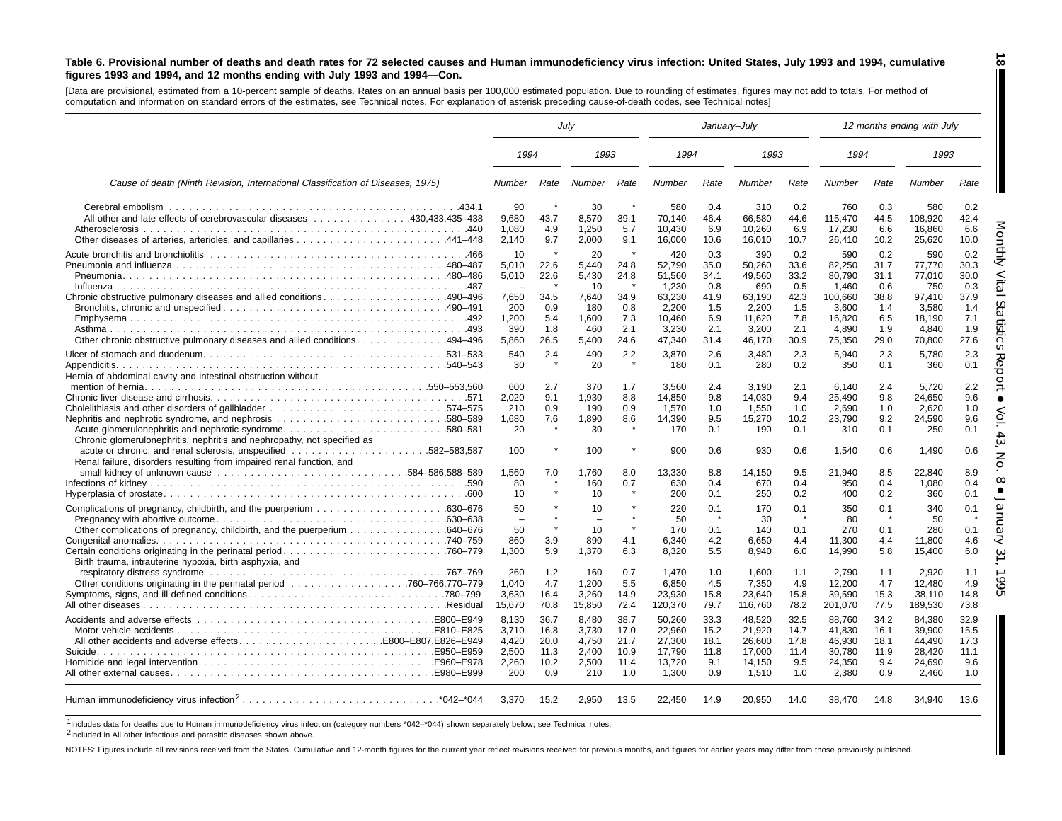**Table 6. Provisional number of deaths and death rates for 72 selected causes and Human immunodeficiency virus infection: United States, July 1993 and 1994, cumulative figures 1993 and 1994, and 12 months ending with July 1993 and 1994—Con.**

[Data are provisional, estimated from a 10-percent sample of deaths. Rates on an annual basis per 100,000 estimated population. Due to rounding of estimates, figures may not add to totals. For method of computation and information on standard errors of the estimates, see Technical notes. For explanation of asterisk preceding cause-of-death codes, see Technical notes]

| Cause of death (Ninth Revision, International Classification of Diseases, 1975) | July | | | | January–July | | | | 12 months ending with July | | | |
|---|---|---|---|---|---|---|---|---|---|---|---|---|
| | 1994 | | 1993 | | 1994 | | 1993 | | 1994 | | 1993 | |
| | Number | Rate | Number | Rate | Number | Rate | Number | Rate | Number | Rate | Number | Rate |
| Cerebral embolism .434.1 | 90 | * | 30 | * | 580 | 0.4 | 310 | 0.2 | 760 | 0.3 | 580 | 0.2 |
| All other and late effects of cerebrovascular diseases .430,433,435–438 | 9,680 | 43.7 | 8,570 | 39.1 | 70,140 | 46.4 | 66,580 | 44.6 | 115,470 | 44.5 | 108,920 | 42.4 |
| Atherosclerosis .440 | 1,080 | 4.9 | 1,250 | 5.7 | 10,430 | 6.9 | 10,260 | 6.9 | 17,230 | 6.6 | 16,860 | 6.6 |
| Other diseases of arteries, arterioles, and capillaries .441–448 | 2,140 | 9.7 | 2,000 | 9.1 | 16,000 | 10.6 | 16,010 | 10.7 | 26,410 | 10.2 | 25,620 | 10.0 |
| Acute bronchitis and bronchiolitis .466 | 10 | * | 20 | * | 420 | 0.3 | 390 | 0.2 | 590 | 0.2 | 590 | 0.2 |
| Pneumonia and influenza .480–487 | 5,010 | 22.6 | 5,440 | 24.8 | 52,790 | 35.0 | 50,260 | 33.6 | 82,250 | 31.7 | 77,770 | 30.3 |
| Pneumonia .480–486 | 5,010 | 22.6 | 5,430 | 24.8 | 51,560 | 34.1 | 49,560 | 33.2 | 80,790 | 31.1 | 77,010 | 30.0 |
| Influenza .487 | – | * | 10 | * | 1,230 | 0.8 | 690 | 0.5 | 1,460 | 0.6 | 750 | 0.3 |
| Chronic obstructive pulmonary diseases and allied conditions .490–496 | 7,650 | 34.5 | 7,640 | 34.9 | 63,230 | 41.9 | 63,190 | 42.3 | 100,660 | 38.8 | 97,410 | 37.9 |
| Bronchitis, chronic and unspecified .490–491 | 200 | 0.9 | 180 | 0.8 | 2,200 | 1.5 | 2,200 | 1.5 | 3,600 | 1.4 | 3,580 | 1.4 |
| Emphysema .492 | 1,200 | 5.4 | 1,600 | 7.3 | 10,460 | 6.9 | 11,620 | 7.8 | 16,820 | 6.5 | 18,190 | 7.1 |
| Asthma .493 | 390 | 1.8 | 460 | 2.1 | 3,230 | 2.1 | 3,200 | 2.1 | 4,890 | 1.9 | 4,840 | 1.9 |
| Other chronic obstructive pulmonary diseases and allied conditions .494–496 | 5,860 | 26.5 | 5,400 | 24.6 | 47,340 | 31.4 | 46,170 | 30.9 | 75,350 | 29.0 | 70,800 | 27.6 |
| Ulcer of stomach and duodenum .531–533 | 540 | 2.4 | 490 | 2.2 | 3,870 | 2.6 | 3,480 | 2.3 | 5,940 | 2.3 | 5,780 | 2.3 |
| Appendicitis .540–543 | 30 | * | 20 | * | 180 | 0.1 | 280 | 0.2 | 350 | 0.1 | 360 | 0.1 |
| Hernia of abdominal cavity and intestinal obstruction without mention of hernia .550–553,560 | 600 | 2.7 | 370 | 1.7 | 3,560 | 2.4 | 3,190 | 2.1 | 6,140 | 2.4 | 5,720 | 2.2 |
| Chronic liver disease and cirrhosis .571 | 2,020 | 9.1 | 1,930 | 8.8 | 14,850 | 9.8 | 14,030 | 9.4 | 25,490 | 9.8 | 24,650 | 9.6 |
| Cholelithiasis and other disorders of gallbladder .574–575 | 210 | 0.9 | 190 | 0.9 | 1,570 | 1.0 | 1,550 | 1.0 | 2,690 | 1.0 | 2,620 | 1.0 |
| Nephritis and nephrotic syndrome, and nephrosis .580–589 | 1,680 | 7.6 | 1,890 | 8.6 | 14,390 | 9.5 | 15,270 | 10.2 | 23,790 | 9.2 | 24,590 | 9.6 |
| Acute glomerulonephritis and nephrotic syndrome .580–581 | 20 | * | 30 | * | 170 | 0.1 | 190 | 0.1 | 310 | 0.1 | 250 | 0.1 |
| Chronic glomerulonephritis, nephritis and nephropathy, not specified as acute or chronic, and renal sclerosis, unspecified .582–583,587 | 100 | * | 100 | * | 900 | 0.6 | 930 | 0.6 | 1,540 | 0.6 | 1,490 | 0.6 |
| Renal failure, disorders resulting from impaired renal function, and small kidney of unknown cause .584–586,588–589 | 1,560 | 7.0 | 1,760 | 8.0 | 13,330 | 8.8 | 14,150 | 9.5 | 21,940 | 8.5 | 22,840 | 8.9 |
| Infections of kidney .590 | 80 | * | 160 | 0.7 | 630 | 0.4 | 670 | 0.4 | 950 | 0.4 | 1,080 | 0.4 |
| Hyperplasia of prostate .600 | 10 | * | 10 | * | 200 | 0.1 | 250 | 0.2 | 400 | 0.2 | 360 | 0.1 |
| Complications of pregnancy, childbirth, and the puerperium .630–676 | 50 | * | 10 | * | 220 | 0.1 | 170 | 0.1 | 350 | 0.1 | 340 | 0.1 |
| Pregnancy with abortive outcome .630–638 | – | * | – | * | 50 | * | 30 | * | 80 | * | 50 | * |
| Other complications of pregnancy, childbirth, and the puerperium .640–676 | 50 | * | 10 | * | 170 | 0.1 | 140 | 0.1 | 270 | 0.1 | 280 | 0.1 |
| Congenital anomalies .740–759 | 860 | 3.9 | 890 | 4.1 | 6,340 | 4.2 | 6,650 | 4.4 | 11,300 | 4.4 | 11,800 | 4.6 |
| Certain conditions originating in the perinatal period .760–779 | 1,300 | 5.9 | 1,370 | 6.3 | 8,320 | 5.5 | 8,940 | 6.0 | 14,990 | 5.8 | 15,400 | 6.0 |
| Birth trauma, intrauterine hypoxia, birth asphyxia, and respiratory distress syndrome .767–769 | 260 | 1.2 | 160 | 0.7 | 1,470 | 1.0 | 1,600 | 1.1 | 2,790 | 1.1 | 2,920 | 1.1 |
| Other conditions originating in the perinatal period .760–766,770–779 | 1,040 | 4.7 | 1,200 | 5.5 | 6,850 | 4.5 | 7,350 | 4.9 | 12,200 | 4.7 | 12,480 | 4.9 |
| Symptoms, signs, and ill-defined conditions .780–799 | 3,630 | 16.4 | 3,260 | 14.9 | 23,930 | 15.8 | 23,640 | 15.8 | 39,590 | 15.3 | 38,110 | 14.8 |
| All other diseases .Residual | 15,670 | 70.8 | 15,850 | 72.4 | 120,370 | 79.7 | 116,760 | 78.2 | 201,070 | 77.5 | 189,530 | 73.8 |
| Accidents and adverse effects .E800–E949 | 8,130 | 36.7 | 8,480 | 38.7 | 50,260 | 33.3 | 48,520 | 32.5 | 88,760 | 34.2 | 84,380 | 32.9 |
| Motor vehicle accidents .E810–E825 | 3,710 | 16.8 | 3,730 | 17.0 | 22,960 | 15.2 | 21,920 | 14.7 | 41,830 | 16.1 | 39,900 | 15.5 |
| All other accidents and adverse effects .E800–E807,E826–E949 | 4,420 | 20.0 | 4,750 | 21.7 | 27,300 | 18.1 | 26,600 | 17.8 | 46,930 | 18.1 | 44,490 | 17.3 |
| Suicide .E950–E959 | 2,500 | 11.3 | 2,400 | 10.9 | 17,790 | 11.8 | 17,000 | 11.4 | 30,780 | 11.9 | 28,420 | 11.1 |
| Homicide and legal intervention .E960–E978 | 2,260 | 10.2 | 2,500 | 11.4 | 13,720 | 9.1 | 14,150 | 9.5 | 24,350 | 9.4 | 24,690 | 9.6 |
| All other external causes .E980–E999 | 200 | 0.9 | 210 | 1.0 | 1,300 | 0.9 | 1,510 | 1.0 | 2,380 | 0.9 | 2,460 | 1.0 |
| Human immunodeficiency virus infection[2] .*042–*044 | 3,370 | 15.2 | 2,950 | 13.5 | 22,450 | 14.9 | 20,950 | 14.0 | 38,470 | 14.8 | 34,940 | 13.6 |

[1]Includes data for deaths due to Human immunodeficiency virus infection (category numbers *042–*044) shown separately below; see Technical notes.

[2]Included in All other infectious and parasitic diseases shown above.

NOTES: Figures include all revisions received from the States. Cumulative and 12-month figures for the current year reflect revisions received for previous months, and figures for earlier years may differ from those previously published.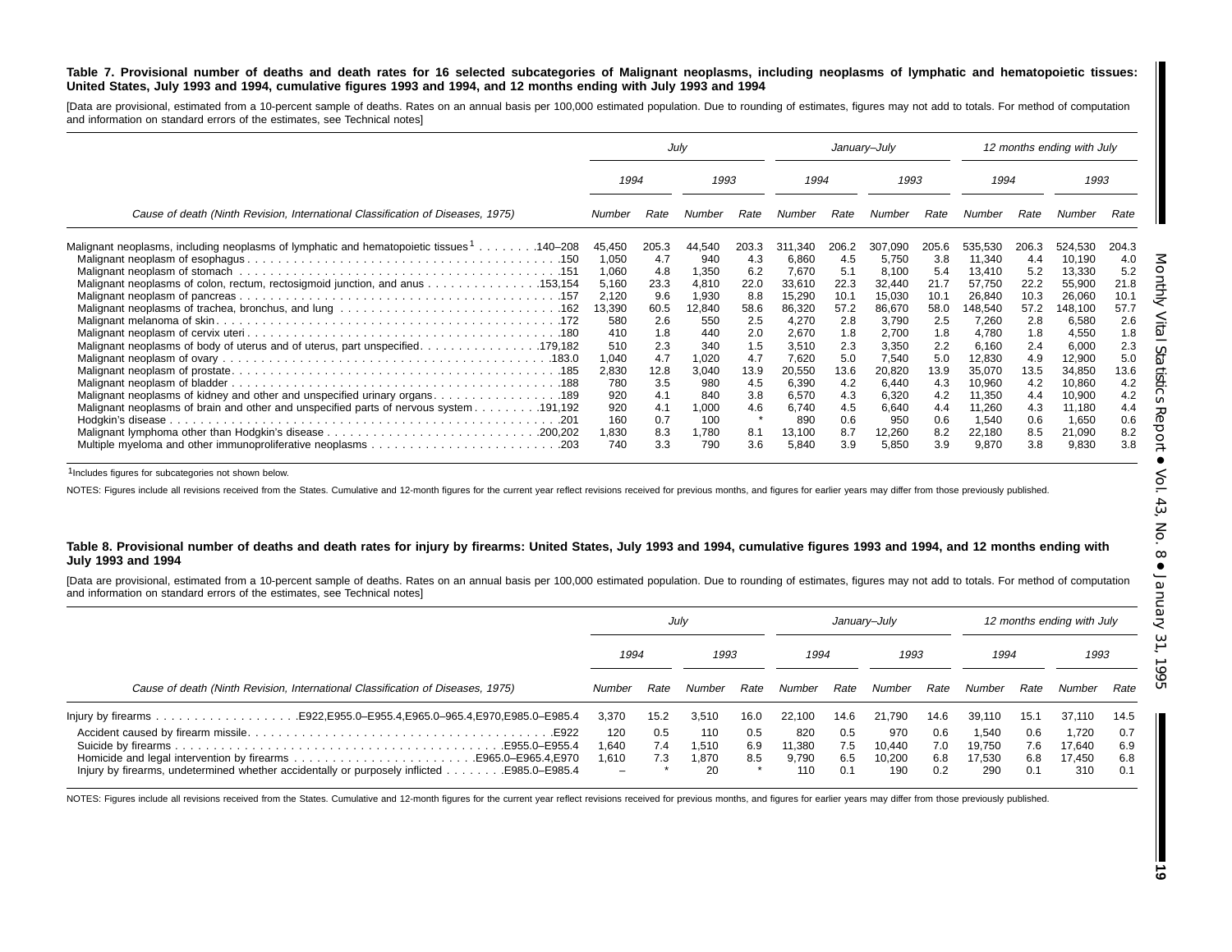**Table 7. Provisional number of deaths and death rates for 16 selected subcategories of Malignant neoplasms, including neoplasms of lymphatic and hematopoietic tissues: United States, July 1993 and 1994, cumulative figures 1993 and 1994, and 12 months ending with July 1993 and 1994**

[Data are provisional, estimated from a 10-percent sample of deaths. Rates on an annual basis per 100,000 estimated population. Due to rounding of estimates, figures may not add to totals. For method of computation and information on standard errors of the estimates, see Technical notes]

| Cause of death (Ninth Revision, International Classification of Diseases, 1975) | July | | | | January–July | | | | 12 months ending with July | | | |
|---|---|---|---|---|---|---|---|---|---|---|---|---|
| | 1994 | | 1993 | | 1994 | | 1993 | | 1994 | | 1993 | |
| | Number | Rate | Number | Rate | Number | Rate | Number | Rate | Number | Rate | Number | Rate |
| Malignant neoplasms, including neoplasms of lymphatic and hematopoietic tissues[1] . . . . . . . .140–208 | 45,450 | 205.3 | 44,540 | 203.3 | 311,340 | 206.2 | 307,090 | 205.6 | 535,530 | 206.3 | 524,530 | 204.3 |
| Malignant neoplasm of esophagus . . . . . . .150 | 1,050 | 4.7 | 940 | 4.3 | 6,860 | 4.5 | 5,750 | 3.8 | 11,340 | 4.4 | 10,190 | 4.0 |
| Malignant neoplasm of stomach . . . . . . .151 | 1,060 | 4.8 | 1,350 | 6.2 | 7,670 | 5.1 | 8,100 | 5.4 | 13,410 | 5.2 | 13,330 | 5.2 |
| Malignant neoplasms of colon, rectum, rectosigmoid junction, and anus . . . . . . .153,154 | 5,160 | 23.3 | 4,810 | 22.0 | 33,610 | 22.3 | 32,440 | 21.7 | 57,750 | 22.2 | 55,900 | 21.8 |
| Malignant neoplasm of pancreas . . . . . . .157 | 2,120 | 9.6 | 1,930 | 8.8 | 15,290 | 10.1 | 15,030 | 10.1 | 26,840 | 10.3 | 26,060 | 10.1 |
| Malignant neoplasms of trachea, bronchus, and lung . . . . . . .162 | 13,390 | 60.5 | 12,840 | 58.6 | 86,320 | 57.2 | 86,670 | 58.0 | 148,540 | 57.2 | 148,100 | 57.7 |
| Malignant melanoma of skin . . . . . . .172 | 580 | 2.6 | 550 | 2.5 | 4,270 | 2.8 | 3,790 | 2.5 | 7,260 | 2.8 | 6,580 | 2.6 |
| Malignant neoplasm of cervix uteri . . . . . . .180 | 410 | 1.8 | 440 | 2.0 | 2,670 | 1.8 | 2,700 | 1.8 | 4,780 | 1.8 | 4,550 | 1.8 |
| Malignant neoplasms of body of uterus and of uterus, part unspecified . . . . . . .179,182 | 510 | 2.3 | 340 | 1.5 | 3,510 | 2.3 | 3,350 | 2.2 | 6,160 | 2.4 | 6,000 | 2.3 |
| Malignant neoplasm of ovary . . . . . . .183.0 | 1,040 | 4.7 | 1,020 | 4.7 | 7,620 | 5.0 | 7,540 | 5.0 | 12,830 | 4.9 | 12,900 | 5.0 |
| Malignant neoplasm of prostate . . . . . . .185 | 2,830 | 12.8 | 3,040 | 13.9 | 20,550 | 13.6 | 20,820 | 13.9 | 35,070 | 13.5 | 34,850 | 13.6 |
| Malignant neoplasm of bladder . . . . . . .188 | 780 | 3.5 | 980 | 4.5 | 6,390 | 4.2 | 6,440 | 4.3 | 10,960 | 4.2 | 10,860 | 4.2 |
| Malignant neoplasms of kidney and other and unspecified urinary organs . . . . . . .189 | 920 | 4.1 | 840 | 3.8 | 6,570 | 4.3 | 6,320 | 4.2 | 11,350 | 4.4 | 10,900 | 4.2 |
| Malignant neoplasms of brain and other and unspecified parts of nervous system . . . . . . .191,192 | 920 | 4.1 | 1,000 | 4.6 | 6,740 | 4.5 | 6,640 | 4.4 | 11,260 | 4.3 | 11,180 | 4.4 |
| Hodgkin's disease . . . . . . .201 | 160 | 0.7 | 100 | * | 890 | 0.6 | 950 | 0.6 | 1,540 | 0.6 | 1,650 | 0.6 |
| Malignant lymphoma other than Hodgkin's disease . . . . . . .200,202 | 1,830 | 8.3 | 1,780 | 8.1 | 13,100 | 8.7 | 12,260 | 8.2 | 22,180 | 8.5 | 21,090 | 8.2 |
| Multiple myeloma and other immunoproliferative neoplasms . . . . . . .203 | 740 | 3.3 | 790 | 3.6 | 5,840 | 3.9 | 5,850 | 3.9 | 9,870 | 3.8 | 9,830 | 3.8 |

[1]Includes figures for subcategories not shown below.

NOTES: Figures include all revisions received from the States. Cumulative and 12-month figures for the current year reflect revisions received for previous months, and figures for earlier years may differ from those previously published.

**Table 8. Provisional number of deaths and death rates for injury by firearms: United States, July 1993 and 1994, cumulative figures 1993 and 1994, and 12 months ending with July 1993 and 1994**

[Data are provisional, estimated from a 10-percent sample of deaths. Rates on an annual basis per 100,000 estimated population. Due to rounding of estimates, figures may not add to totals. For method of computation and information on standard errors of the estimates, see Technical notes]

| Cause of death (Ninth Revision, International Classification of Diseases, 1975) | July | | | | January–July | | | | 12 months ending with July | | | |
|---|---|---|---|---|---|---|---|---|---|---|---|---|
| | 1994 | | 1993 | | 1994 | | 1993 | | 1994 | | 1993 | |
| | Number | Rate | Number | Rate | Number | Rate | Number | Rate | Number | Rate | Number | Rate |
| Injury by firearms . . . . . . .E922,E955.0–E955.4,E965.0–965.4,E970,E985.0–E985.4 | 3,370 | 15.2 | 3,510 | 16.0 | 22,100 | 14.6 | 21,790 | 14.6 | 39,110 | 15.1 | 37,110 | 14.5 |
| Accident caused by firearm missile . . . . . . .E922 | 120 | 0.5 | 110 | 0.5 | 820 | 0.5 | 970 | 0.6 | 1,540 | 0.6 | 1,720 | 0.7 |
| Suicide by firearms . . . . . . .E955.0–E955.4 | 1,640 | 7.4 | 1,510 | 6.9 | 11,380 | 7.5 | 10,440 | 7.0 | 19,750 | 7.6 | 17,640 | 6.9 |
| Homicide and legal intervention by firearms . . . . . . .E965.0–E965.4,E970 | 1,610 | 7.3 | 1,870 | 8.5 | 9,790 | 6.5 | 10,200 | 6.8 | 17,530 | 6.8 | 17,450 | 6.8 |
| Injury by firearms, undetermined whether accidentally or purposely inflicted . . . . . . .E985.0–E985.4 | – | * | 20 | * | 110 | 0.1 | 190 | 0.2 | 290 | 0.1 | 310 | 0.1 |

NOTES: Figures include all revisions received from the States. Cumulative and 12-month figures for the current year reflect revisions received for previous months, and figures for earlier years may differ from those previously published.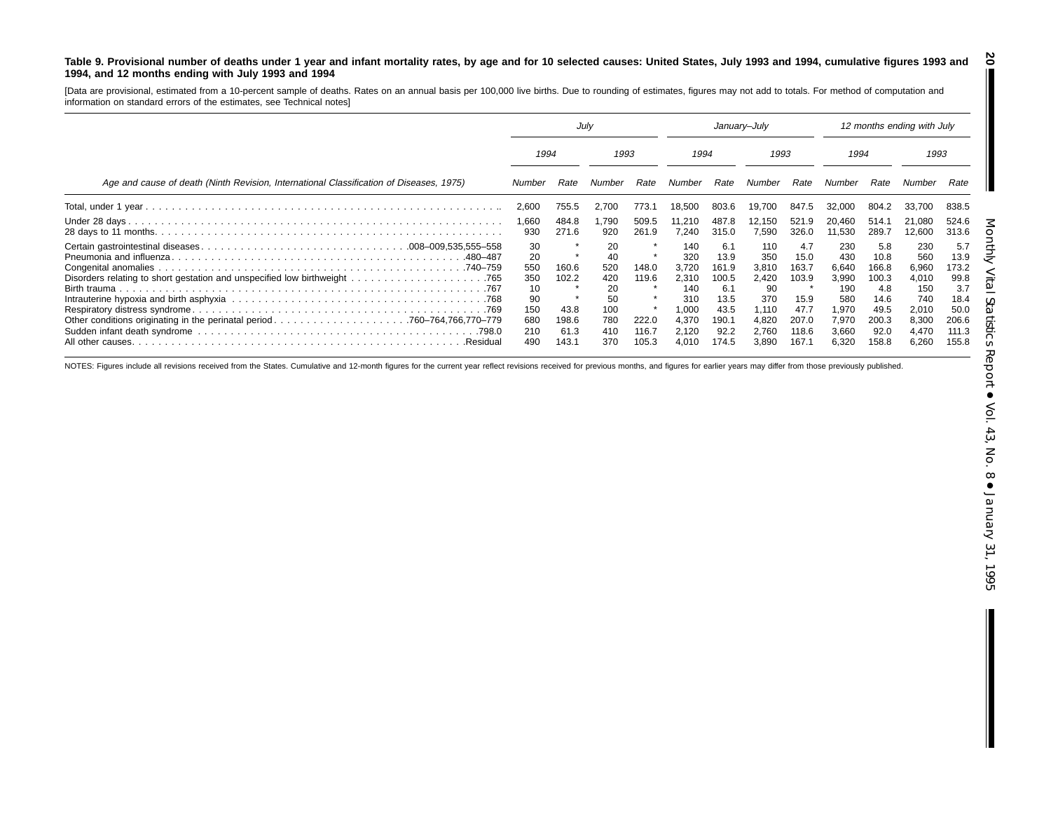**Table 9. Provisional number of deaths under 1 year and infant mortality rates, by age and for 10 selected causes: United States, July 1993 and 1994, cumulative figures 1993 and 1994, and 12 months ending with July 1993 and 1994**

[Data are provisional, estimated from a 10-percent sample of deaths. Rates on an annual basis per 100,000 live births. Due to rounding of estimates, figures may not add to totals. For method of computation and information on standard errors of the estimates, see Technical notes]

| Age and cause of death (Ninth Revision, International Classification of Diseases, 1975) | July | | | | January–July | | | | 12 months ending with July | | | |
|---|---|---|---|---|---|---|---|---|---|---|---|---|
| | 1994 | | 1993 | | 1994 | | 1993 | | 1994 | | 1993 | |
| | Number | Rate | Number | Rate | Number | Rate | Number | Rate | Number | Rate | Number | Rate |
| Total, under 1 year | 2,600 | 755.5 | 2,700 | 773.1 | 18,500 | 803.6 | 19,700 | 847.5 | 32,000 | 804.2 | 33,700 | 838.5 |
| Under 28 days | 1,660 | 484.8 | 1,790 | 509.5 | 11,210 | 487.8 | 12,150 | 521.9 | 20,460 | 514.1 | 21,080 | 524.6 |
| 28 days to 11 months | 930 | 271.6 | 920 | 261.9 | 7,240 | 315.0 | 7,590 | 326.0 | 11,530 | 289.7 | 12,600 | 313.6 |
| Certain gastrointestinal diseases 008–009,535,555–558 | 30 | * | 20 | * | 140 | 6.1 | 110 | 4.7 | 230 | 5.8 | 230 | 5.7 |
| Pneumonia and influenza 480–487 | 20 | * | 40 | * | 320 | 13.9 | 350 | 15.0 | 430 | 10.8 | 560 | 13.9 |
| Congenital anomalies 740–759 | 550 | 160.6 | 520 | 148.0 | 3,720 | 161.9 | 3,810 | 163.7 | 6,640 | 166.8 | 6,960 | 173.2 |
| Disorders relating to short gestation and unspecified low birthweight 765 | 350 | 102.2 | 420 | 119.6 | 2,310 | 100.5 | 2,420 | 103.9 | 3,990 | 100.3 | 4,010 | 99.8 |
| Birth trauma 767 | 10 | * | 20 | * | 140 | 6.1 | 90 | * | 190 | 4.8 | 150 | 3.7 |
| Intrauterine hypoxia and birth asphyxia 768 | 90 | * | 50 | * | 310 | 13.5 | 370 | 15.9 | 580 | 14.6 | 740 | 18.4 |
| Respiratory distress syndrome 769 | 150 | 43.8 | 100 | * | 1,000 | 43.5 | 1,110 | 47.7 | 1,970 | 49.5 | 2,010 | 50.0 |
| Other conditions originating in the perinatal period 760–764,766,770–779 | 680 | 198.6 | 780 | 222.0 | 4,370 | 190.1 | 4,820 | 207.0 | 7,970 | 200.3 | 8,300 | 206.6 |
| Sudden infant death syndrome 798.0 | 210 | 61.3 | 410 | 116.7 | 2,120 | 92.2 | 2,760 | 118.6 | 3,660 | 92.0 | 4,470 | 111.3 |
| All other causes Residual | 490 | 143.1 | 370 | 105.3 | 4,010 | 174.5 | 3,890 | 167.1 | 6,320 | 158.8 | 6,260 | 155.8 |

NOTES: Figures include all revisions received from the States. Cumulative and 12-month figures for the current year reflect revisions received for previous months, and figures for earlier years may differ from those previously published.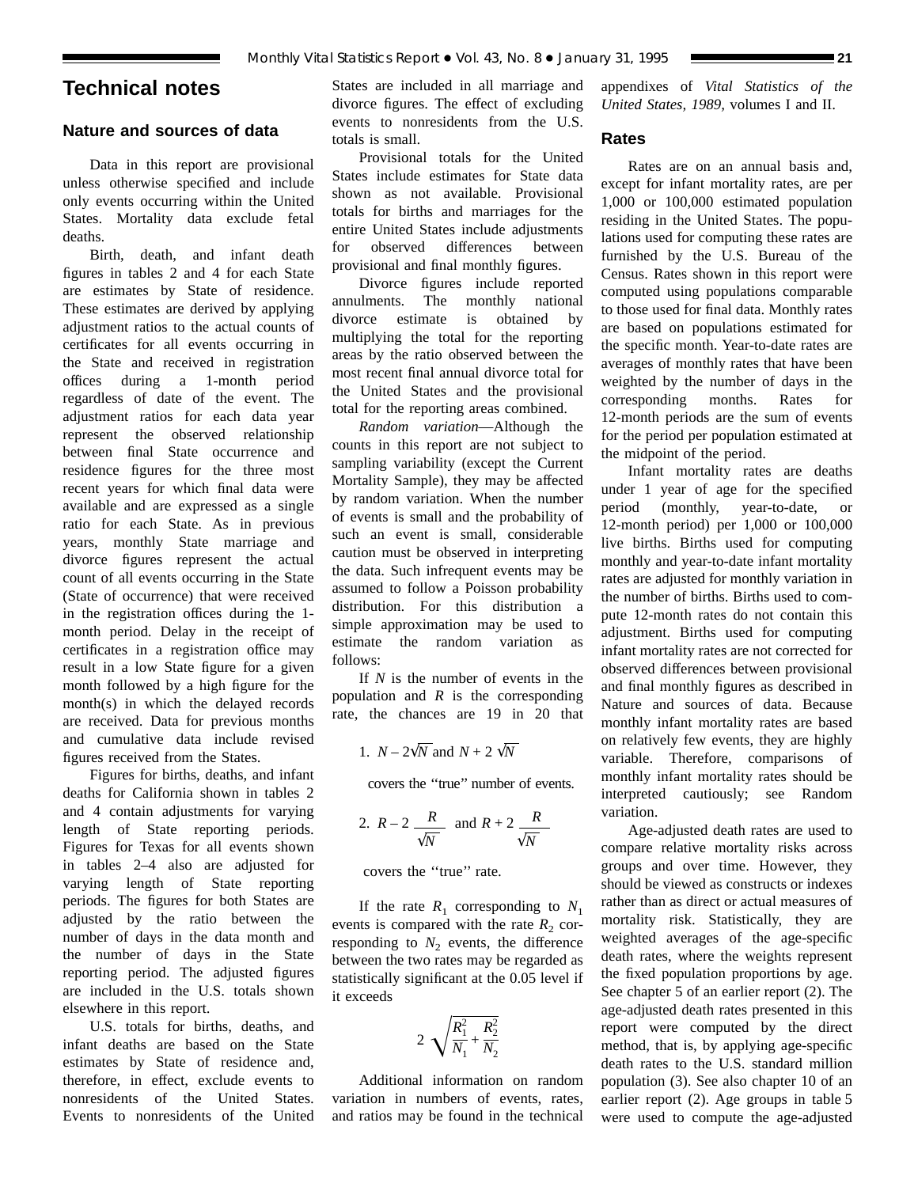# Technical notes

## Nature and sources of data

Data in this report are provisional unless otherwise specified and include only events occurring within the United States. Mortality data exclude fetal deaths.

Birth, death, and infant death figures in tables 2 and 4 for each State are estimates by State of residence. These estimates are derived by applying adjustment ratios to the actual counts of certificates for all events occurring in the State and received in registration offices during a 1-month period regardless of date of the event. The adjustment ratios for each data year represent the observed relationship between final State occurrence and residence figures for the three most recent years for which final data were available and are expressed as a single ratio for each State. As in previous years, monthly State marriage and divorce figures represent the actual count of all events occurring in the State (State of occurrence) that were received in the registration offices during the 1-month period. Delay in the receipt of certificates in a registration office may result in a low State figure for a given month followed by a high figure for the month(s) in which the delayed records are received. Data for previous months and cumulative data include revised figures received from the States.

Figures for births, deaths, and infant deaths for California shown in tables 2 and 4 contain adjustments for varying length of State reporting periods. Figures for Texas for all events shown in tables 2–4 also are adjusted for varying length of State reporting periods. The figures for both States are adjusted by the ratio between the number of days in the data month and the number of days in the State reporting period. The adjusted figures are included in the U.S. totals shown elsewhere in this report.

U.S. totals for births, deaths, and infant deaths are based on the State estimates by State of residence and, therefore, in effect, exclude events to nonresidents of the United States. Events to nonresidents of the United States are included in all marriage and divorce figures. The effect of excluding events to nonresidents from the U.S. totals is small.

Provisional totals for the United States include estimates for State data shown as not available. Provisional totals for births and marriages for the entire United States include adjustments for observed differences between provisional and final monthly figures.

Divorce figures include reported annulments. The monthly national divorce estimate is obtained by multiplying the total for the reporting areas by the ratio observed between the most recent final annual divorce total for the United States and the provisional total for the reporting areas combined.

*Random variation*—Although the counts in this report are not subject to sampling variability (except the Current Mortality Sample), they may be affected by random variation. When the number of events is small and the probability of such an event is small, considerable caution must be observed in interpreting the data. Such infrequent events may be assumed to follow a Poisson probability distribution. For this distribution a simple approximation may be used to estimate the random variation as follows:

If $N$ is the number of events in the population and $R$ is the corresponding rate, the chances are 19 in 20 that

1. $N - 2\sqrt{N}$ and $N + 2\sqrt{N}$

covers the "true" number of events.

2. $R - 2\dfrac{R}{\sqrt{N}}$ and $R + 2\dfrac{R}{\sqrt{N}}$

covers the "true" rate.

If the rate $R_1$ corresponding to $N_1$ events is compared with the rate $R_2$ corresponding to $N_2$ events, the difference between the two rates may be regarded as statistically significant at the 0.05 level if it exceeds

$$2\sqrt{\frac{R_1^2}{N_1} + \frac{R_2^2}{N_2}}$$

Additional information on random variation in numbers of events, rates, and ratios may be found in the technical appendixes of *Vital Statistics of the United States, 1989*, volumes I and II.

## Rates

Rates are on an annual basis and, except for infant mortality rates, are per 1,000 or 100,000 estimated population residing in the United States. The populations used for computing these rates are furnished by the U.S. Bureau of the Census. Rates shown in this report were computed using populations comparable to those used for final data. Monthly rates are based on populations estimated for the specific month. Year-to-date rates are averages of monthly rates that have been weighted by the number of days in the corresponding months. Rates for 12-month periods are the sum of events for the period per population estimated at the midpoint of the period.

Infant mortality rates are deaths under 1 year of age for the specified period (monthly, year-to-date, or 12-month period) per 1,000 or 100,000 live births. Births used for computing monthly and year-to-date infant mortality rates are adjusted for monthly variation in the number of births. Births used to compute 12-month rates do not contain this adjustment. Births used for computing infant mortality rates are not corrected for observed differences between provisional and final monthly figures as described in Nature and sources of data. Because monthly infant mortality rates are based on relatively few events, they are highly variable. Therefore, comparisons of monthly infant mortality rates should be interpreted cautiously; see Random variation.

Age-adjusted death rates are used to compare relative mortality risks across groups and over time. However, they should be viewed as constructs or indexes rather than as direct or actual measures of mortality risk. Statistically, they are weighted averages of the age-specific death rates, where the weights represent the fixed population proportions by age. See chapter 5 of an earlier report (2). The age-adjusted death rates presented in this report were computed by the direct method, that is, by applying age-specific death rates to the U.S. standard million population (3). See also chapter 10 of an earlier report (2). Age groups in table 5 were used to compute the age-adjusted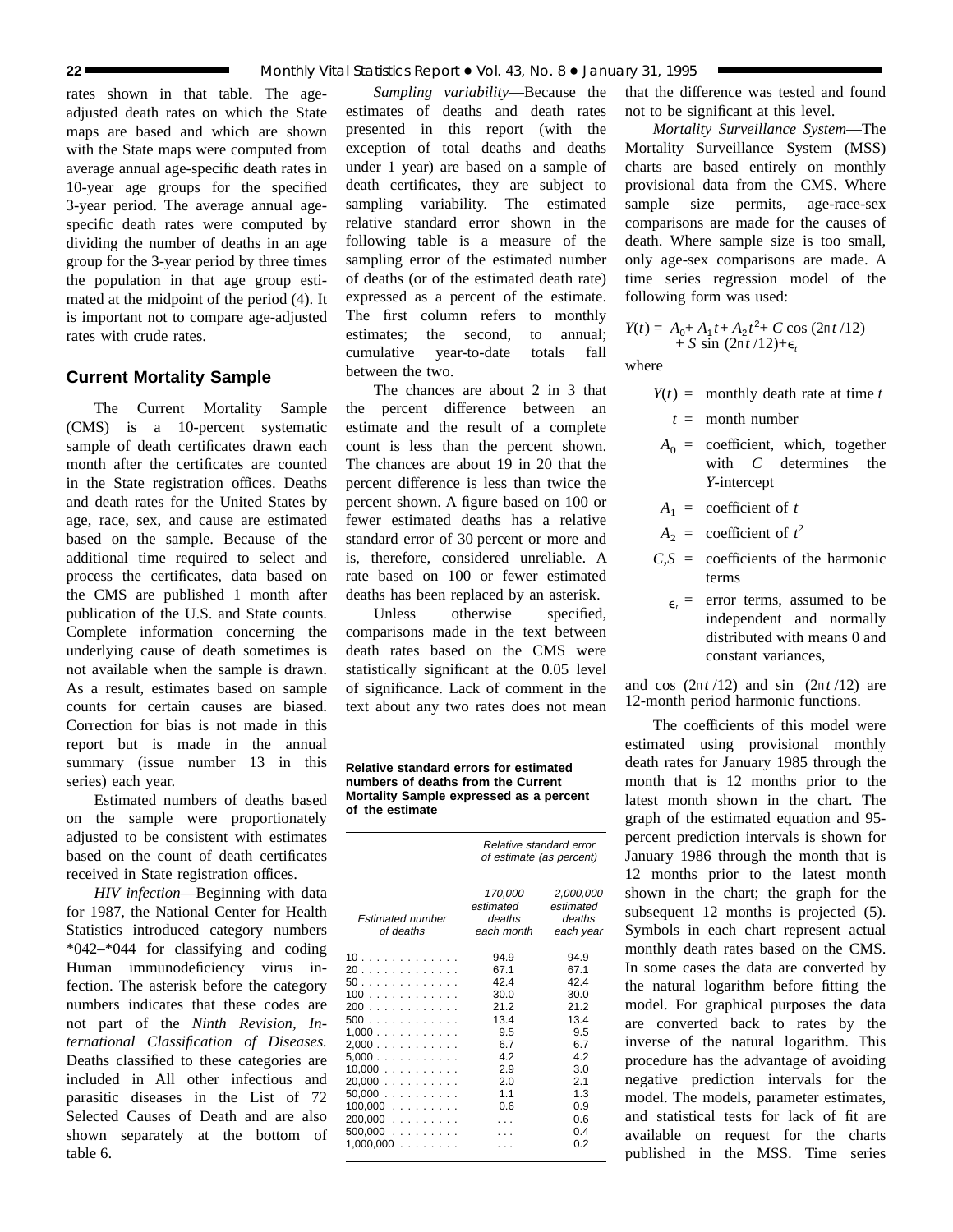rates shown in that table. The age-adjusted death rates on which the State maps are based and which are shown with the State maps were computed from average annual age-specific death rates in 10-year age groups for the specified 3-year period. The average annual age-specific death rates were computed by dividing the number of deaths in an age group for the 3-year period by three times the population in that age group estimated at the midpoint of the period (4). It is important not to compare age-adjusted rates with crude rates.

## Current Mortality Sample

The Current Mortality Sample (CMS) is a 10-percent systematic sample of death certificates drawn each month after the certificates are counted in the State registration offices. Deaths and death rates for the United States by age, race, sex, and cause are estimated based on the sample. Because of the additional time required to select and process the certificates, data based on the CMS are published 1 month after publication of the U.S. and State counts. Complete information concerning the underlying cause of death sometimes is not available when the sample is drawn. As a result, estimates based on sample counts for certain causes are biased. Correction for bias is not made in this report but is made in the annual summary (issue number 13 in this series) each year.

Estimated numbers of deaths based on the sample were proportionately adjusted to be consistent with estimates based on the count of death certificates received in State registration offices.

*HIV infection*—Beginning with data for 1987, the National Center for Health Statistics introduced category numbers *042–*044 for classifying and coding Human immunodeficiency virus infection. The asterisk before the category numbers indicates that these codes are not part of the *Ninth Revision, International Classification of Diseases.* Deaths classified to these categories are included in All other infectious and parasitic diseases in the List of 72 Selected Causes of Death and are also shown separately at the bottom of table 6.

*Sampling variability*—Because the estimates of deaths and death rates presented in this report (with the exception of total deaths and deaths under 1 year) are based on a sample of death certificates, they are subject to sampling variability. The estimated relative standard error shown in the following table is a measure of the sampling error of the estimated number of deaths (or of the estimated death rate) expressed as a percent of the estimate. The first column refers to monthly estimates; the second, to annual; cumulative year-to-date totals fall between the two.

The chances are about 2 in 3 that the percent difference between an estimate and the result of a complete count is less than the percent shown. The chances are about 19 in 20 that the percent difference is less than twice the percent shown. A figure based on 100 or fewer estimated deaths has a relative standard error of 30 percent or more and is, therefore, considered unreliable. A rate based on 100 or fewer estimated deaths has been replaced by an asterisk.

Unless otherwise specified, comparisons made in the text between death rates based on the CMS were statistically significant at the 0.05 level of significance. Lack of comment in the text about any two rates does not mean that the difference was tested and found not to be significant at this level.

**Relative standard errors for estimated numbers of deaths from the Current Mortality Sample expressed as a percent of the estimate**

| | Relative standard error of estimate (as percent) | |
|---|---|---|
| *Estimated number of deaths* | *170,000 estimated deaths each month* | *2,000,000 estimated deaths each year* |
| 10 | 94.9 | 94.9 |
| 20 | 67.1 | 67.1 |
| 50 | 42.4 | 42.4 |
| 100 | 30.0 | 30.0 |
| 200 | 21.2 | 21.2 |
| 500 | 13.4 | 13.4 |
| 1,000 | 9.5 | 9.5 |
| 2,000 | 6.7 | 6.7 |
| 5,000 | 4.2 | 4.2 |
| 10,000 | 2.9 | 3.0 |
| 20,000 | 2.0 | 2.1 |
| 50,000 | 1.1 | 1.3 |
| 100,000 | 0.6 | 0.9 |
| 200,000 | . . . | 0.6 |
| 500,000 | . . . | 0.4 |
| 1,000,000 | . . . | 0.2 |

*Mortality Surveillance System*—The Mortality Surveillance System (MSS) charts are based entirely on monthly provisional data from the CMS. Where sample size permits, age-race-sex comparisons are made for the causes of death. Where sample size is too small, only age-sex comparisons are made. A time series regression model of the following form was used:

$$Y(t) = A_0 + A_1 t + A_2 t^2 + C \cos(2\pi t/12) + S \sin(2\pi t/12) + \epsilon_t$$

where

- $Y(t)$ = monthly death rate at time $t$
- $t$ = month number
- $A_0$ = coefficient, which, together with $C$ determines the $Y$-intercept
- $A_1$ = coefficient of $t$
- $A_2$ = coefficient of $t^2$
- $C,S$ = coefficients of the harmonic terms
- $\epsilon_t$ = error terms, assumed to be independent and normally distributed with means 0 and constant variances,

and $\cos(2\pi t/12)$ and $\sin(2\pi t/12)$ are 12-month period harmonic functions.

The coefficients of this model were estimated using provisional monthly death rates for January 1985 through the month that is 12 months prior to the latest month shown in the chart. The graph of the estimated equation and 95-percent prediction intervals is shown for January 1986 through the month that is 12 months prior to the latest month shown in the chart; the graph for the subsequent 12 months is projected (5). Symbols in each chart represent actual monthly death rates based on the CMS. In some cases the data are converted by the natural logarithm before fitting the model. For graphical purposes the data are converted back to rates by the inverse of the natural logarithm. This procedure has the advantage of avoiding negative prediction intervals for the model. The models, parameter estimates, and statistical tests for lack of fit are available on request for the charts published in the MSS. Time series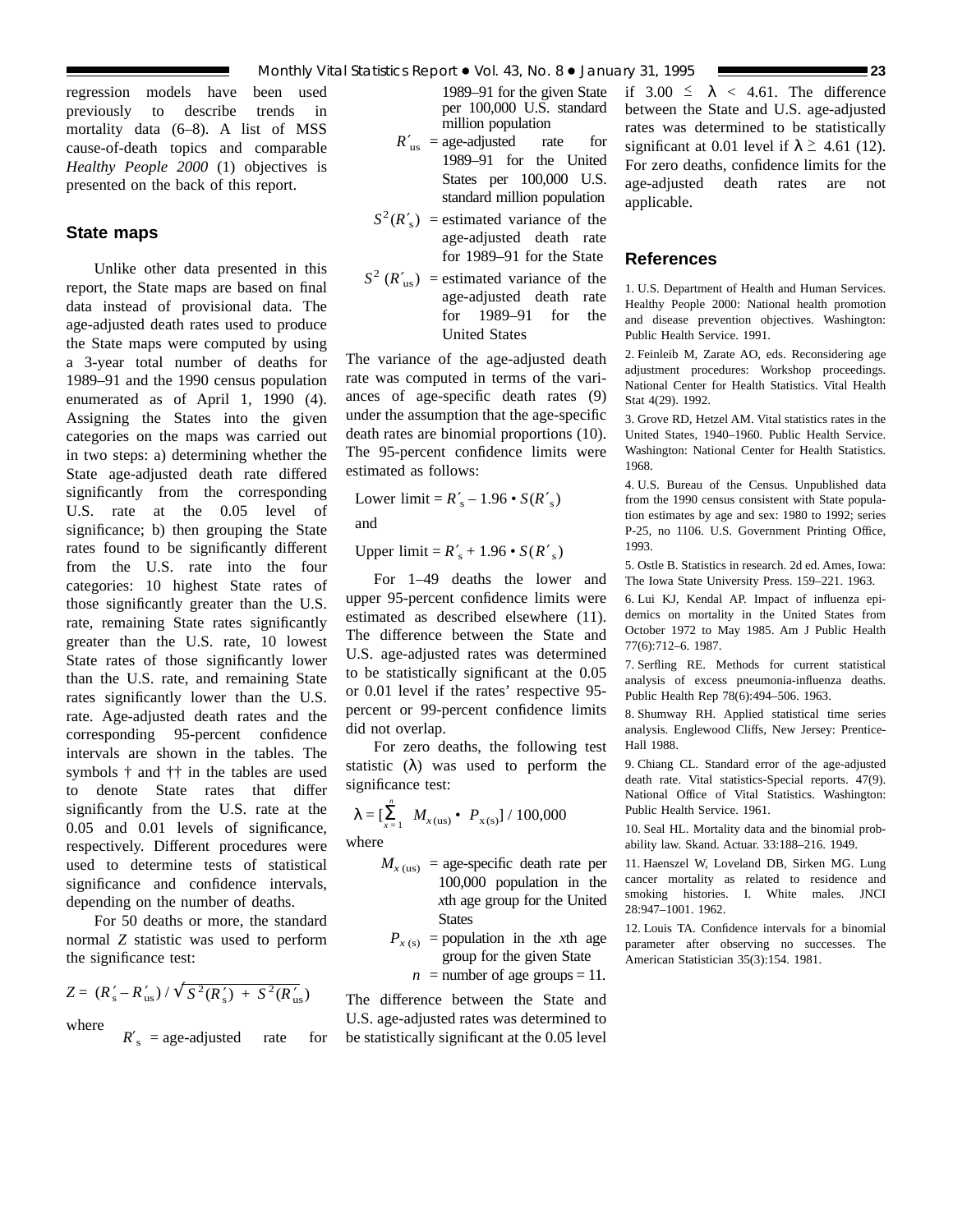regression models have been used previously to describe trends in mortality data (6–8). A list of MSS cause-of-death topics and comparable *Healthy People 2000* (1) objectives is presented on the back of this report.

## State maps

Unlike other data presented in this report, the State maps are based on final data instead of provisional data. The age-adjusted death rates used to produce the State maps were computed by using a 3-year total number of deaths for 1989–91 and the 1990 census population enumerated as of April 1, 1990 (4). Assigning the States into the given categories on the maps was carried out in two steps: a) determining whether the State age-adjusted death rate differed significantly from the corresponding U.S. rate at the 0.05 level of significance; b) then grouping the State rates found to be significantly different from the U.S. rate into the four categories: 10 highest State rates of those significantly greater than the U.S. rate, remaining State rates significantly greater than the U.S. rate, 10 lowest State rates of those significantly lower than the U.S. rate, and remaining State rates significantly lower than the U.S. rate. Age-adjusted death rates and the corresponding 95-percent confidence intervals are shown in the tables. The symbols † and †† in the tables are used to denote State rates that differ significantly from the U.S. rate at the 0.05 and 0.01 levels of significance, respectively. Different procedures were used to determine tests of statistical significance and confidence intervals, depending on the number of deaths.

For 50 deaths or more, the standard normal $Z$ statistic was used to perform the significance test:

$$Z = (R'_s - R'_{us}) / \sqrt{S^2(R'_s) + S^2(R'_{us})}$$

where

$R'_s$ = age-adjusted rate for 1989–91 for the given State per 100,000 U.S. standard million population

$R'_{us}$ = age-adjusted rate for 1989–91 for the United States per 100,000 U.S. standard million population

$S^2(R'_s)$ = estimated variance of the age-adjusted death rate for 1989–91 for the State

$S^2(R'_{us})$ = estimated variance of the age-adjusted death rate for 1989–91 for the United States

The variance of the age-adjusted death rate was computed in terms of the variances of age-specific death rates (9) under the assumption that the age-specific death rates are binomial proportions (10). The 95-percent confidence limits were estimated as follows:

$$\text{Lower limit} = R'_s - 1.96 \cdot S(R'_s)$$

and

$$\text{Upper limit} = R'_s + 1.96 \cdot S(R'_s)$$

For 1–49 deaths the lower and upper 95-percent confidence limits were estimated as described elsewhere (11). The difference between the State and U.S. age-adjusted rates was determined to be statistically significant at the 0.05 or 0.01 level if the rates' respective 95-percent or 99-percent confidence limits did not overlap.

For zero deaths, the following test statistic ($\lambda$) was used to perform the significance test:

$$\lambda = [\sum_{x=1}^{n} M_{x(\text{us})} \cdot P_{x(\text{s})}] / 100{,}000$$

where

$M_{x(\text{us})}$ = age-specific death rate per 100,000 population in the $x$th age group for the United States

$P_{x(\text{s})}$ = population in the $x$th age group for the given State

$n$ = number of age groups = 11.

The difference between the State and U.S. age-adjusted rates was determined to be statistically significant at the 0.05 level if $3.00 \leq \lambda < 4.61$. The difference between the State and U.S. age-adjusted rates was determined to be statistically significant at 0.01 level if $\lambda \geq 4.61$ (12). For zero deaths, confidence limits for the age-adjusted death rates are not applicable.

## References

1. U.S. Department of Health and Human Services. Healthy People 2000: National health promotion and disease prevention objectives. Washington: Public Health Service. 1991.
2. Feinleib M, Zarate AO, eds. Reconsidering age adjustment procedures: Workshop proceedings. National Center for Health Statistics. Vital Health Stat 4(29). 1992.
3. Grove RD, Hetzel AM. Vital statistics rates in the United States, 1940–1960. Public Health Service. Washington: National Center for Health Statistics. 1968.
4. U.S. Bureau of the Census. Unpublished data from the 1990 census consistent with State population estimates by age and sex: 1980 to 1992; series P-25, no 1106. U.S. Government Printing Office, 1993.
5. Ostle B. Statistics in research. 2d ed. Ames, Iowa: The Iowa State University Press. 159–221. 1963.
6. Lui KJ, Kendal AP. Impact of influenza epidemics on mortality in the United States from October 1972 to May 1985. Am J Public Health 77(6):712–6. 1987.
7. Serfling RE. Methods for current statistical analysis of excess pneumonia-influenza deaths. Public Health Rep 78(6):494–506. 1963.
8. Shumway RH. Applied statistical time series analysis. Englewood Cliffs, New Jersey: Prentice-Hall 1988.
9. Chiang CL. Standard error of the age-adjusted death rate. Vital statistics-Special reports. 47(9). National Office of Vital Statistics. Washington: Public Health Service. 1961.
10. Seal HL. Mortality data and the binomial probability law. Skand. Actuar. 33:188–216. 1949.
11. Haenszel W, Loveland DB, Sirken MG. Lung cancer mortality as related to residence and smoking histories. I. White males. JNCI 28:947–1001. 1962.
12. Louis TA. Confidence intervals for a binomial parameter after observing no successes. The American Statistician 35(3):154. 1981.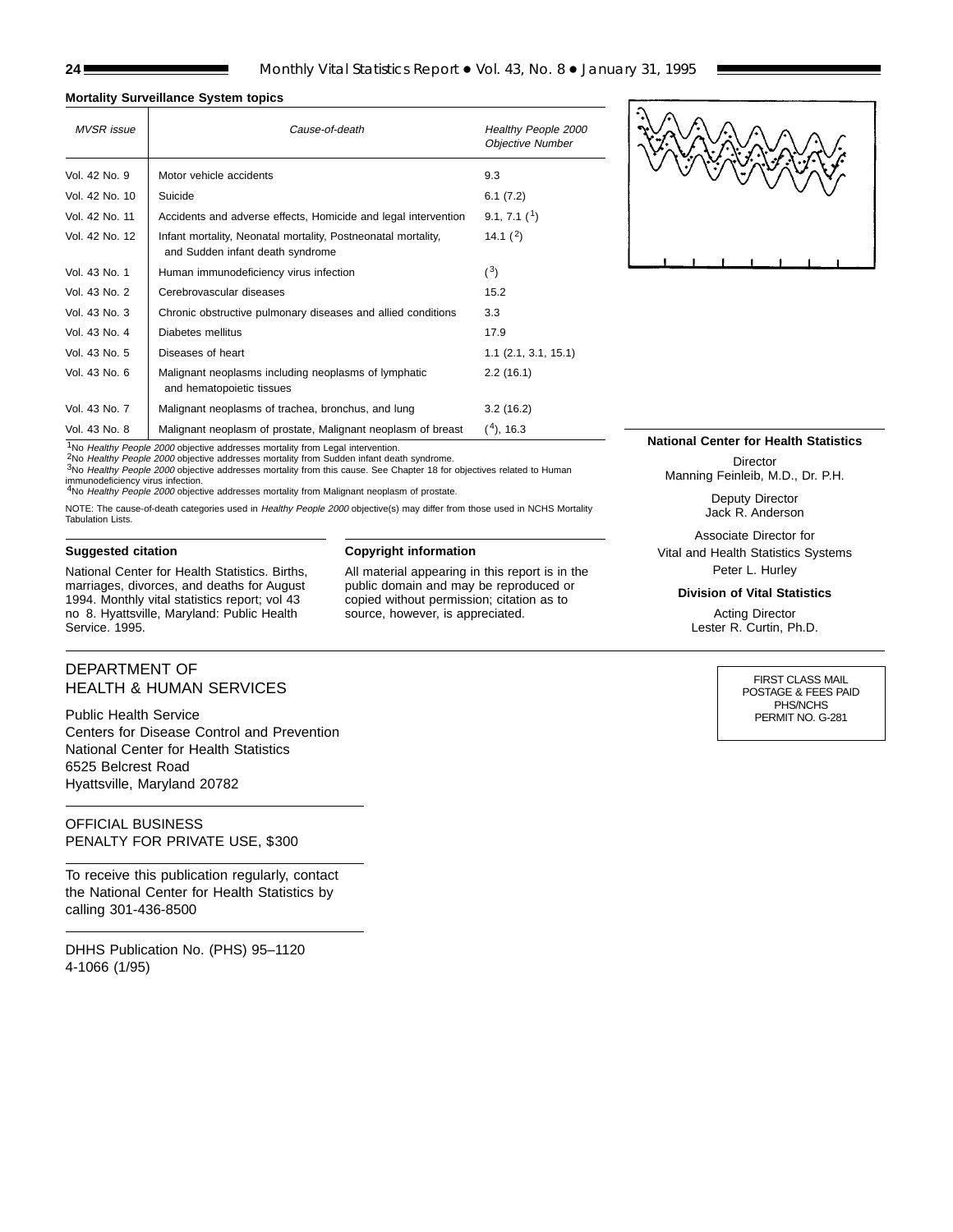### Mortality Surveillance System topics

| *MVSR issue* | *Cause-of-death* | *Healthy People 2000 Objective Number* |
|---|---|---|
| Vol. 42 No. 9 | Motor vehicle accidents | 9.3 |
| Vol. 42 No. 10 | Suicide | 6.1 (7.2) |
| Vol. 42 No. 11 | Accidents and adverse effects, Homicide and legal intervention | 9.1, 7.1 ([1]) |
| Vol. 42 No. 12 | Infant mortality, Neonatal mortality, Postneonatal mortality, and Sudden infant death syndrome | 14.1 ([2]) |
| Vol. 43 No. 1 | Human immunodeficiency virus infection | ([3]) |
| Vol. 43 No. 2 | Cerebrovascular diseases | 15.2 |
| Vol. 43 No. 3 | Chronic obstructive pulmonary diseases and allied conditions | 3.3 |
| Vol. 43 No. 4 | Diabetes mellitus | 17.9 |
| Vol. 43 No. 5 | Diseases of heart | 1.1 (2.1, 3.1, 15.1) |
| Vol. 43 No. 6 | Malignant neoplasms including neoplasms of lymphatic and hematopoietic tissues | 2.2 (16.1) |
| Vol. 43 No. 7 | Malignant neoplasms of trachea, bronchus, and lung | 3.2 (16.2) |
| Vol. 43 No. 8 | Malignant neoplasm of prostate, Malignant neoplasm of breast | ([4]), 16.3 |

[1]No *Healthy People 2000* objective addresses mortality from Legal intervention.
[2]No *Healthy People 2000* objective addresses mortality from Sudden infant death syndrome.
[3]No *Healthy People 2000* objective addresses mortality from this cause. See Chapter 18 for objectives related to Human immunodeficiency virus infection.
[4]No *Healthy People 2000* objective addresses mortality from Malignant neoplasm of prostate.

NOTE: The cause-of-death categories used in *Healthy People 2000* objective(s) may differ from those used in NCHS Mortality Tabulation Lists.

**Suggested citation**

National Center for Health Statistics. Births, marriages, divorces, and deaths for August 1994. Monthly vital statistics report; vol 43 no 8. Hyattsville, Maryland: Public Health Service. 1995.

**Copyright information**

All material appearing in this report is in the public domain and may be reproduced or copied without permission; citation as to source, however, is appreciated.

**National Center for Health Statistics**

Director
Manning Feinleib, M.D., Dr. P.H.

Deputy Director
Jack R. Anderson

Associate Director for
Vital and Health Statistics Systems
Peter L. Hurley

**Division of Vital Statistics**

Acting Director
Lester R. Curtin, Ph.D.

DEPARTMENT OF
HEALTH & HUMAN SERVICES

Public Health Service
Centers for Disease Control and Prevention
National Center for Health Statistics
6525 Belcrest Road
Hyattsville, Maryland 20782

OFFICIAL BUSINESS
PENALTY FOR PRIVATE USE, $300

To receive this publication regularly, contact the National Center for Health Statistics by calling 301-436-8500

DHHS Publication No. (PHS) 95–1120
4-1066 (1/95)

FIRST CLASS MAIL
POSTAGE & FEES PAID
PHS/NCHS
PERMIT NO. G-281